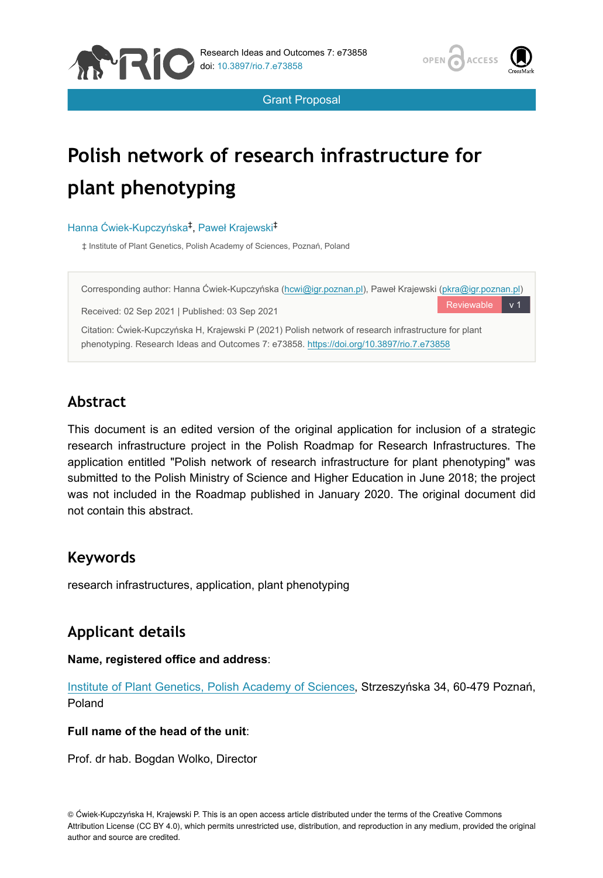Grant Proposal

# Polish network of research infrastructure for plant phenotyping

Hanna Ćwiek-Kupczyńska[‡], Paweł Krajewski[‡]

‡ Institute of Plant Genetics, Polish Academy of Sciences, Poznań, Poland

Corresponding author: Hanna Ćwiek-Kupczyńska (hcwi@igr.poznan.pl), Paweł Krajewski (pkra@igr.poznan.pl)

Received: 02 Sep 2021 | Published: 03 Sep 2021

Citation: Ćwiek-Kupczyńska H, Krajewski P (2021) Polish network of research infrastructure for plant phenotyping. Research Ideas and Outcomes 7: e73858. https://doi.org/10.3897/rio.7.e73858

## Abstract

This document is an edited version of the original application for inclusion of a strategic research infrastructure project in the Polish Roadmap for Research Infrastructures. The application entitled "Polish network of research infrastructure for plant phenotyping" was submitted to the Polish Ministry of Science and Higher Education in June 2018; the project was not included in the Roadmap published in January 2020. The original document did not contain this abstract.

## Keywords

research infrastructures, application, plant phenotyping

## Applicant details

**Name, registered office and address**:

Institute of Plant Genetics, Polish Academy of Sciences, Strzeszyńska 34, 60-479 Poznań, Poland

**Full name of the head of the unit**:

Prof. dr hab. Bogdan Wolko, Director

© Ćwiek-Kupczyńska H, Krajewski P. This is an open access article distributed under the terms of the Creative Commons Attribution License (CC BY 4.0), which permits unrestricted use, distribution, and reproduction in any medium, provided the original author and source are credited.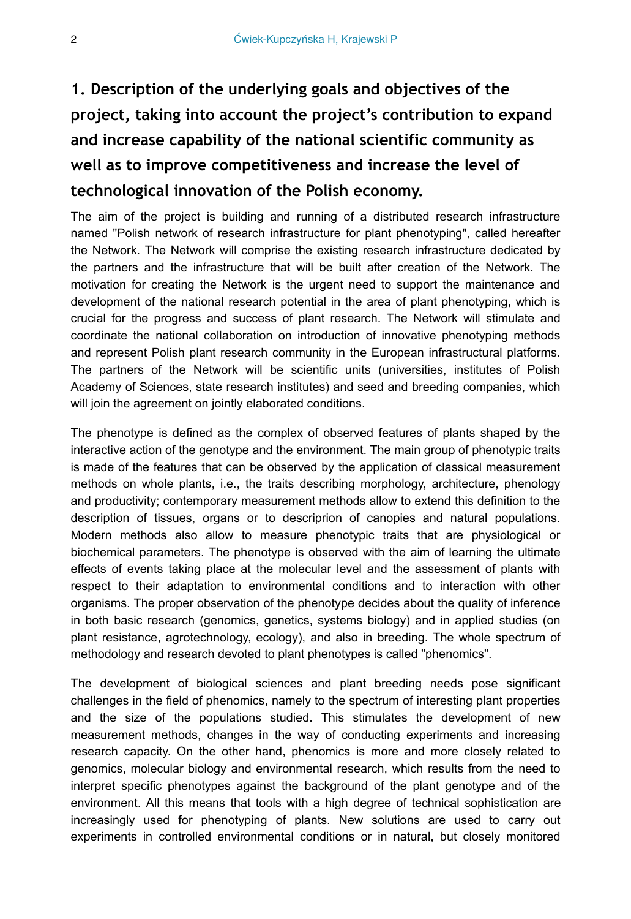# 1. Description of the underlying goals and objectives of the project, taking into account the project's contribution to expand and increase capability of the national scientific community as well as to improve competitiveness and increase the level of technological innovation of the Polish economy.

The aim of the project is building and running of a distributed research infrastructure named "Polish network of research infrastructure for plant phenotyping", called hereafter the Network. The Network will comprise the existing research infrastructure dedicated by the partners and the infrastructure that will be built after creation of the Network. The motivation for creating the Network is the urgent need to support the maintenance and development of the national research potential in the area of plant phenotyping, which is crucial for the progress and success of plant research. The Network will stimulate and coordinate the national collaboration on introduction of innovative phenotyping methods and represent Polish plant research community in the European infrastructural platforms. The partners of the Network will be scientific units (universities, institutes of Polish Academy of Sciences, state research institutes) and seed and breeding companies, which will join the agreement on jointly elaborated conditions.

The phenotype is defined as the complex of observed features of plants shaped by the interactive action of the genotype and the environment. The main group of phenotypic traits is made of the features that can be observed by the application of classical measurement methods on whole plants, i.e., the traits describing morphology, architecture, phenology and productivity; contemporary measurement methods allow to extend this definition to the description of tissues, organs or to descriprion of canopies and natural populations. Modern methods also allow to measure phenotypic traits that are physiological or biochemical parameters. The phenotype is observed with the aim of learning the ultimate effects of events taking place at the molecular level and the assessment of plants with respect to their adaptation to environmental conditions and to interaction with other organisms. The proper observation of the phenotype decides about the quality of inference in both basic research (genomics, genetics, systems biology) and in applied studies (on plant resistance, agrotechnology, ecology), and also in breeding. The whole spectrum of methodology and research devoted to plant phenotypes is called "phenomics".

The development of biological sciences and plant breeding needs pose significant challenges in the field of phenomics, namely to the spectrum of interesting plant properties and the size of the populations studied. This stimulates the development of new measurement methods, changes in the way of conducting experiments and increasing research capacity. On the other hand, phenomics is more and more closely related to genomics, molecular biology and environmental research, which results from the need to interpret specific phenotypes against the background of the plant genotype and of the environment. All this means that tools with a high degree of technical sophistication are increasingly used for phenotyping of plants. New solutions are used to carry out experiments in controlled environmental conditions or in natural, but closely monitored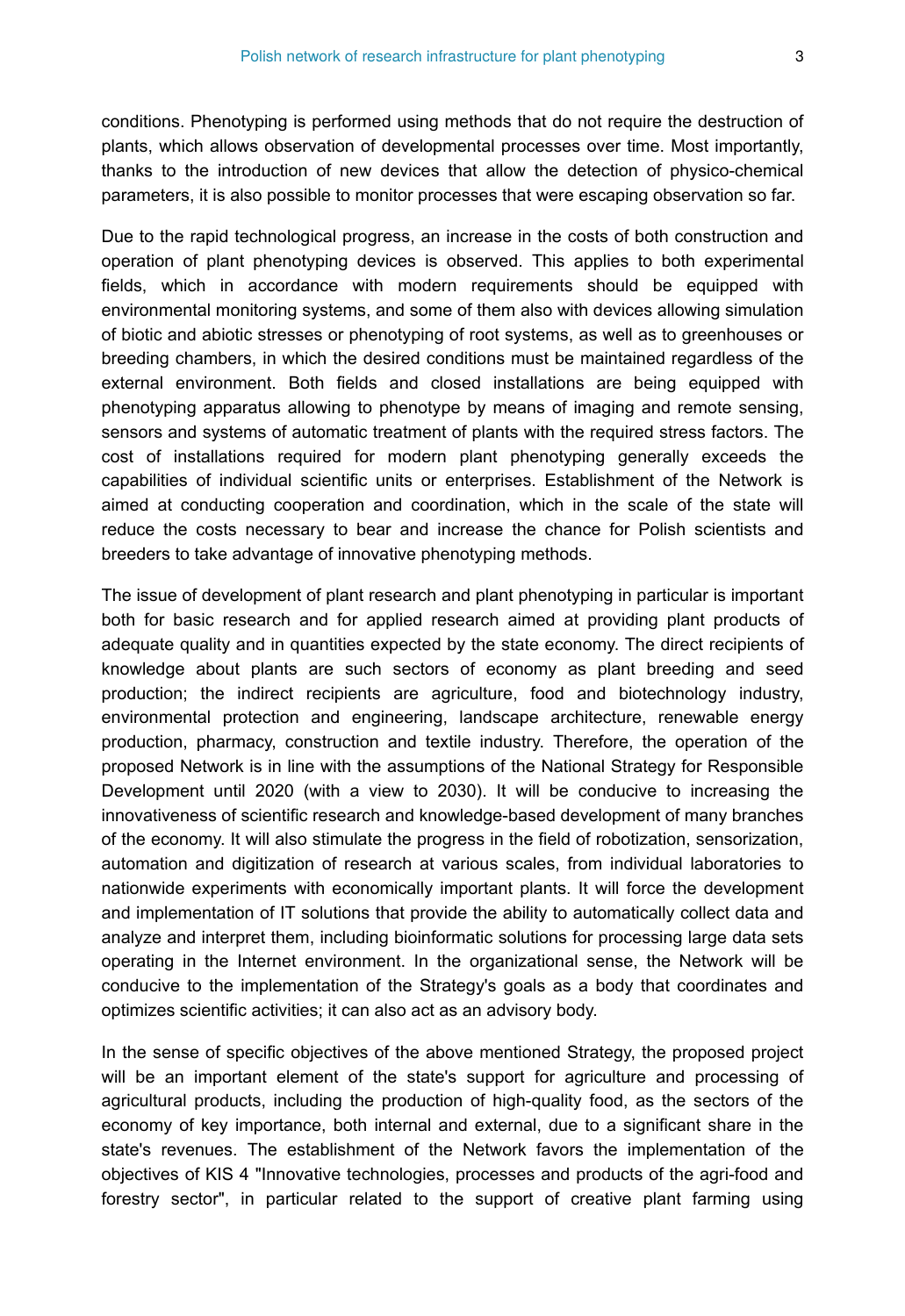conditions. Phenotyping is performed using methods that do not require the destruction of plants, which allows observation of developmental processes over time. Most importantly, thanks to the introduction of new devices that allow the detection of physico-chemical parameters, it is also possible to monitor processes that were escaping observation so far.

Due to the rapid technological progress, an increase in the costs of both construction and operation of plant phenotyping devices is observed. This applies to both experimental fields, which in accordance with modern requirements should be equipped with environmental monitoring systems, and some of them also with devices allowing simulation of biotic and abiotic stresses or phenotyping of root systems, as well as to greenhouses or breeding chambers, in which the desired conditions must be maintained regardless of the external environment. Both fields and closed installations are being equipped with phenotyping apparatus allowing to phenotype by means of imaging and remote sensing, sensors and systems of automatic treatment of plants with the required stress factors. The cost of installations required for modern plant phenotyping generally exceeds the capabilities of individual scientific units or enterprises. Establishment of the Network is aimed at conducting cooperation and coordination, which in the scale of the state will reduce the costs necessary to bear and increase the chance for Polish scientists and breeders to take advantage of innovative phenotyping methods.

The issue of development of plant research and plant phenotyping in particular is important both for basic research and for applied research aimed at providing plant products of adequate quality and in quantities expected by the state economy. The direct recipients of knowledge about plants are such sectors of economy as plant breeding and seed production; the indirect recipients are agriculture, food and biotechnology industry, environmental protection and engineering, landscape architecture, renewable energy production, pharmacy, construction and textile industry. Therefore, the operation of the proposed Network is in line with the assumptions of the National Strategy for Responsible Development until 2020 (with a view to 2030). It will be conducive to increasing the innovativeness of scientific research and knowledge-based development of many branches of the economy. It will also stimulate the progress in the field of robotization, sensorization, automation and digitization of research at various scales, from individual laboratories to nationwide experiments with economically important plants. It will force the development and implementation of IT solutions that provide the ability to automatically collect data and analyze and interpret them, including bioinformatic solutions for processing large data sets operating in the Internet environment. In the organizational sense, the Network will be conducive to the implementation of the Strategy's goals as a body that coordinates and optimizes scientific activities; it can also act as an advisory body.

In the sense of specific objectives of the above mentioned Strategy, the proposed project will be an important element of the state's support for agriculture and processing of agricultural products, including the production of high-quality food, as the sectors of the economy of key importance, both internal and external, due to a significant share in the state's revenues. The establishment of the Network favors the implementation of the objectives of KIS 4 "Innovative technologies, processes and products of the agri-food and forestry sector", in particular related to the support of creative plant farming using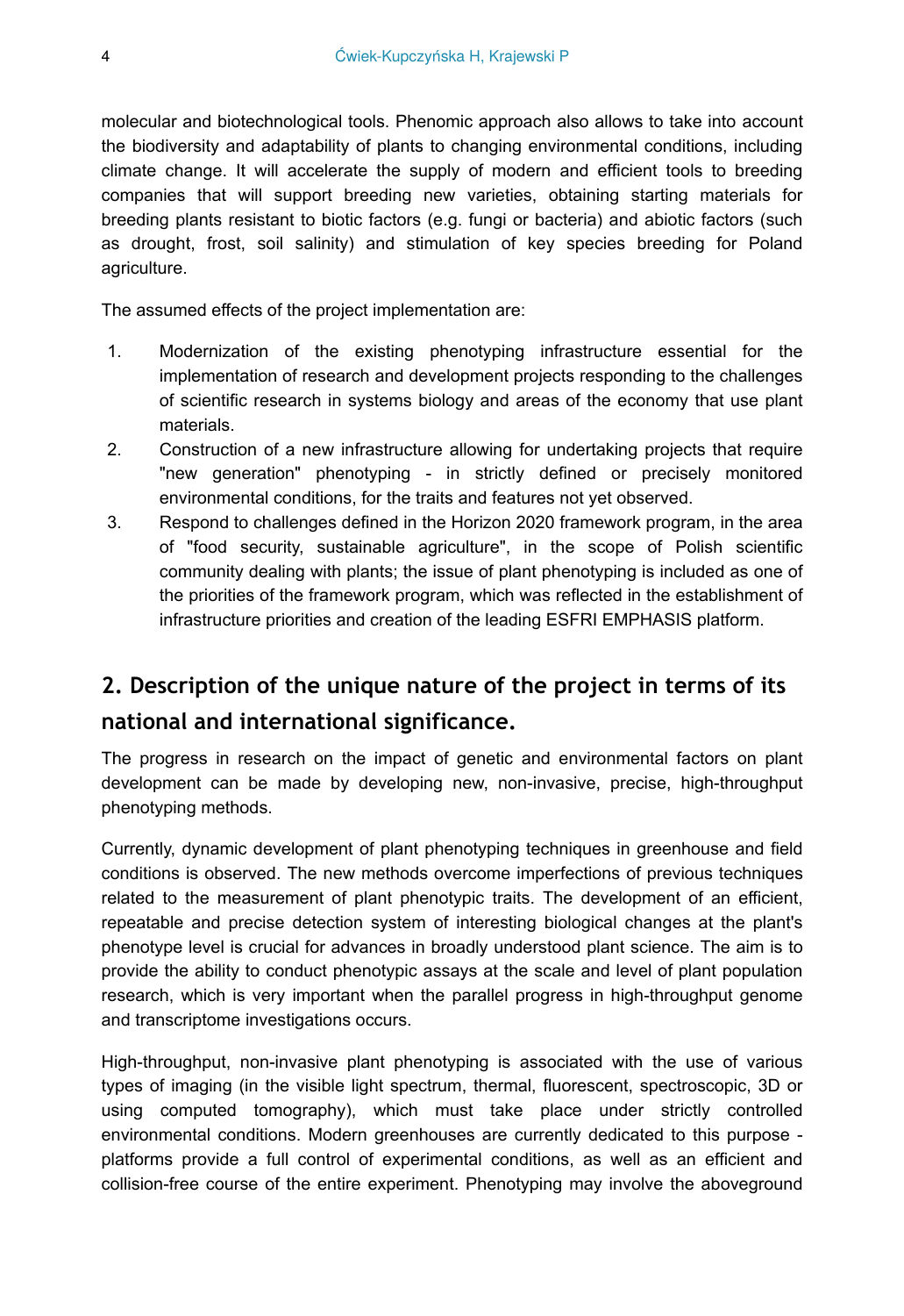molecular and biotechnological tools. Phenomic approach also allows to take into account the biodiversity and adaptability of plants to changing environmental conditions, including climate change. It will accelerate the supply of modern and efficient tools to breeding companies that will support breeding new varieties, obtaining starting materials for breeding plants resistant to biotic factors (e.g. fungi or bacteria) and abiotic factors (such as drought, frost, soil salinity) and stimulation of key species breeding for Poland agriculture.

The assumed effects of the project implementation are:

1. Modernization of the existing phenotyping infrastructure essential for the implementation of research and development projects responding to the challenges of scientific research in systems biology and areas of the economy that use plant materials.
2. Construction of a new infrastructure allowing for undertaking projects that require "new generation" phenotyping - in strictly defined or precisely monitored environmental conditions, for the traits and features not yet observed.
3. Respond to challenges defined in the Horizon 2020 framework program, in the area of "food security, sustainable agriculture", in the scope of Polish scientific community dealing with plants; the issue of plant phenotyping is included as one of the priorities of the framework program, which was reflected in the establishment of infrastructure priorities and creation of the leading ESFRI EMPHASIS platform.

## 2. Description of the unique nature of the project in terms of its national and international significance.

The progress in research on the impact of genetic and environmental factors on plant development can be made by developing new, non-invasive, precise, high-throughput phenotyping methods.

Currently, dynamic development of plant phenotyping techniques in greenhouse and field conditions is observed. The new methods overcome imperfections of previous techniques related to the measurement of plant phenotypic traits. The development of an efficient, repeatable and precise detection system of interesting biological changes at the plant's phenotype level is crucial for advances in broadly understood plant science. The aim is to provide the ability to conduct phenotypic assays at the scale and level of plant population research, which is very important when the parallel progress in high-throughput genome and transcriptome investigations occurs.

High-throughput, non-invasive plant phenotyping is associated with the use of various types of imaging (in the visible light spectrum, thermal, fluorescent, spectroscopic, 3D or using computed tomography), which must take place under strictly controlled environmental conditions. Modern greenhouses are currently dedicated to this purpose - platforms provide a full control of experimental conditions, as well as an efficient and collision-free course of the entire experiment. Phenotyping may involve the aboveground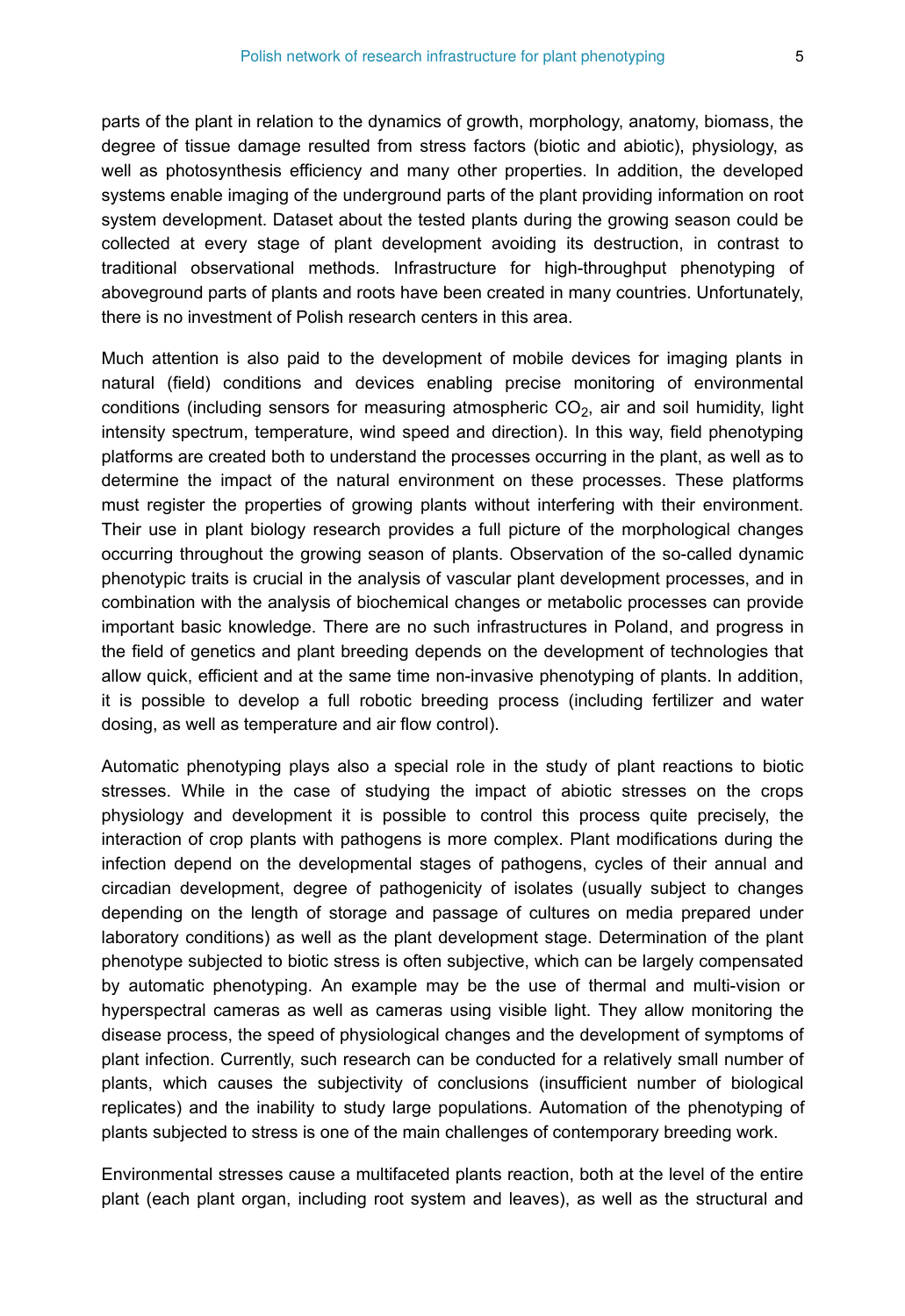parts of the plant in relation to the dynamics of growth, morphology, anatomy, biomass, the degree of tissue damage resulted from stress factors (biotic and abiotic), physiology, as well as photosynthesis efficiency and many other properties. In addition, the developed systems enable imaging of the underground parts of the plant providing information on root system development. Dataset about the tested plants during the growing season could be collected at every stage of plant development avoiding its destruction, in contrast to traditional observational methods. Infrastructure for high-throughput phenotyping of aboveground parts of plants and roots have been created in many countries. Unfortunately, there is no investment of Polish research centers in this area.

Much attention is also paid to the development of mobile devices for imaging plants in natural (field) conditions and devices enabling precise monitoring of environmental conditions (including sensors for measuring atmospheric $CO_2$, air and soil humidity, light intensity spectrum, temperature, wind speed and direction). In this way, field phenotyping platforms are created both to understand the processes occurring in the plant, as well as to determine the impact of the natural environment on these processes. These platforms must register the properties of growing plants without interfering with their environment. Their use in plant biology research provides a full picture of the morphological changes occurring throughout the growing season of plants. Observation of the so-called dynamic phenotypic traits is crucial in the analysis of vascular plant development processes, and in combination with the analysis of biochemical changes or metabolic processes can provide important basic knowledge. There are no such infrastructures in Poland, and progress in the field of genetics and plant breeding depends on the development of technologies that allow quick, efficient and at the same time non-invasive phenotyping of plants. In addition, it is possible to develop a full robotic breeding process (including fertilizer and water dosing, as well as temperature and air flow control).

Automatic phenotyping plays also a special role in the study of plant reactions to biotic stresses. While in the case of studying the impact of abiotic stresses on the crops physiology and development it is possible to control this process quite precisely, the interaction of crop plants with pathogens is more complex. Plant modifications during the infection depend on the developmental stages of pathogens, cycles of their annual and circadian development, degree of pathogenicity of isolates (usually subject to changes depending on the length of storage and passage of cultures on media prepared under laboratory conditions) as well as the plant development stage. Determination of the plant phenotype subjected to biotic stress is often subjective, which can be largely compensated by automatic phenotyping. An example may be the use of thermal and multi-vision or hyperspectral cameras as well as cameras using visible light. They allow monitoring the disease process, the speed of physiological changes and the development of symptoms of plant infection. Currently, such research can be conducted for a relatively small number of plants, which causes the subjectivity of conclusions (insufficient number of biological replicates) and the inability to study large populations. Automation of the phenotyping of plants subjected to stress is one of the main challenges of contemporary breeding work.

Environmental stresses cause a multifaceted plants reaction, both at the level of the entire plant (each plant organ, including root system and leaves), as well as the structural and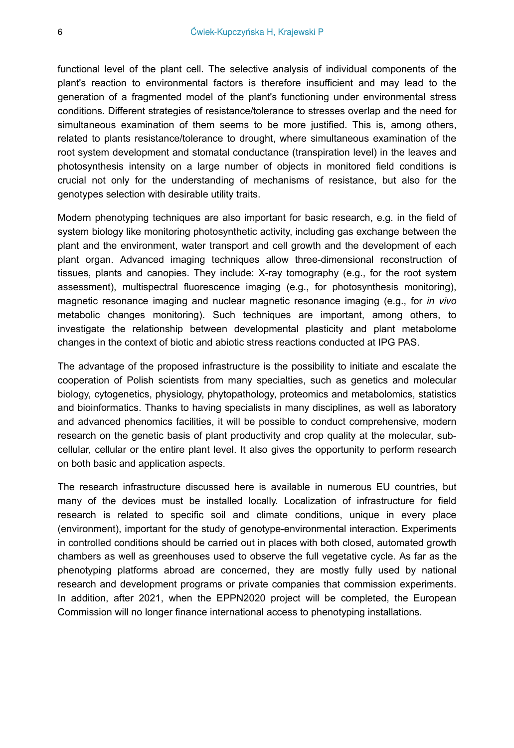functional level of the plant cell. The selective analysis of individual components of the plant's reaction to environmental factors is therefore insufficient and may lead to the generation of a fragmented model of the plant's functioning under environmental stress conditions. Different strategies of resistance/tolerance to stresses overlap and the need for simultaneous examination of them seems to be more justified. This is, among others, related to plants resistance/tolerance to drought, where simultaneous examination of the root system development and stomatal conductance (transpiration level) in the leaves and photosynthesis intensity on a large number of objects in monitored field conditions is crucial not only for the understanding of mechanisms of resistance, but also for the genotypes selection with desirable utility traits.

Modern phenotyping techniques are also important for basic research, e.g. in the field of system biology like monitoring photosynthetic activity, including gas exchange between the plant and the environment, water transport and cell growth and the development of each plant organ. Advanced imaging techniques allow three-dimensional reconstruction of tissues, plants and canopies. They include: X-ray tomography (e.g., for the root system assessment), multispectral fluorescence imaging (e.g., for photosynthesis monitoring), magnetic resonance imaging and nuclear magnetic resonance imaging (e.g., for *in vivo* metabolic changes monitoring). Such techniques are important, among others, to investigate the relationship between developmental plasticity and plant metabolome changes in the context of biotic and abiotic stress reactions conducted at IPG PAS.

The advantage of the proposed infrastructure is the possibility to initiate and escalate the cooperation of Polish scientists from many specialties, such as genetics and molecular biology, cytogenetics, physiology, phytopathology, proteomics and metabolomics, statistics and bioinformatics. Thanks to having specialists in many disciplines, as well as laboratory and advanced phenomics facilities, it will be possible to conduct comprehensive, modern research on the genetic basis of plant productivity and crop quality at the molecular, sub-cellular, cellular or the entire plant level. It also gives the opportunity to perform research on both basic and application aspects.

The research infrastructure discussed here is available in numerous EU countries, but many of the devices must be installed locally. Localization of infrastructure for field research is related to specific soil and climate conditions, unique in every place (environment), important for the study of genotype-environmental interaction. Experiments in controlled conditions should be carried out in places with both closed, automated growth chambers as well as greenhouses used to observe the full vegetative cycle. As far as the phenotyping platforms abroad are concerned, they are mostly fully used by national research and development programs or private companies that commission experiments. In addition, after 2021, when the EPPN2020 project will be completed, the European Commission will no longer finance international access to phenotyping installations.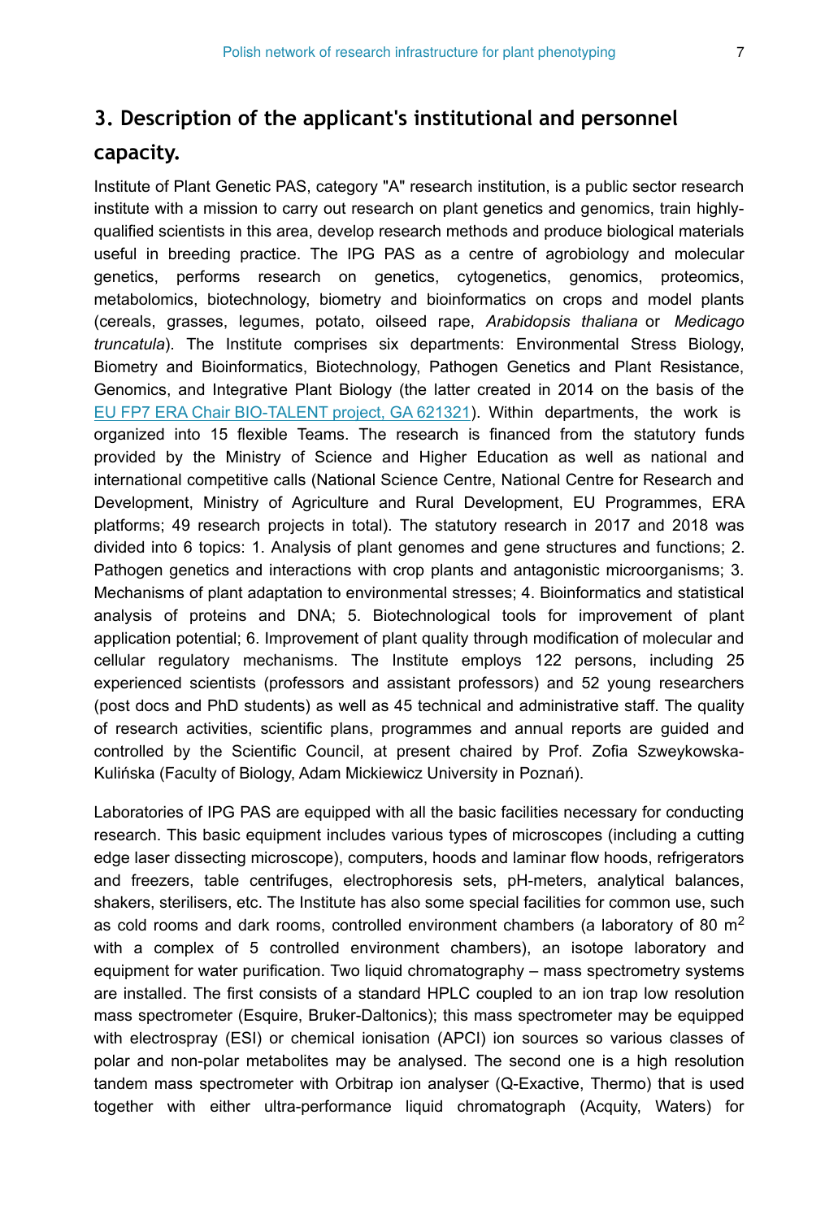## 3. Description of the applicant's institutional and personnel capacity.

Institute of Plant Genetic PAS, category "A" research institution, is a public sector research institute with a mission to carry out research on plant genetics and genomics, train highly-qualified scientists in this area, develop research methods and produce biological materials useful in breeding practice. The IPG PAS as a centre of agrobiology and molecular genetics, performs research on genetics, cytogenetics, genomics, proteomics, metabolomics, biotechnology, biometry and bioinformatics on crops and model plants (cereals, grasses, legumes, potato, oilseed rape, *Arabidopsis thaliana* or *Medicago truncatula*). The Institute comprises six departments: Environmental Stress Biology, Biometry and Bioinformatics, Biotechnology, Pathogen Genetics and Plant Resistance, Genomics, and Integrative Plant Biology (the latter created in 2014 on the basis of the EU FP7 ERA Chair BIO-TALENT project, GA 621321). Within departments, the work is organized into 15 flexible Teams. The research is financed from the statutory funds provided by the Ministry of Science and Higher Education as well as national and international competitive calls (National Science Centre, National Centre for Research and Development, Ministry of Agriculture and Rural Development, EU Programmes, ERA platforms; 49 research projects in total). The statutory research in 2017 and 2018 was divided into 6 topics: 1. Analysis of plant genomes and gene structures and functions; 2. Pathogen genetics and interactions with crop plants and antagonistic microorganisms; 3. Mechanisms of plant adaptation to environmental stresses; 4. Bioinformatics and statistical analysis of proteins and DNA; 5. Biotechnological tools for improvement of plant application potential; 6. Improvement of plant quality through modification of molecular and cellular regulatory mechanisms. The Institute employs 122 persons, including 25 experienced scientists (professors and assistant professors) and 52 young researchers (post docs and PhD students) as well as 45 technical and administrative staff. The quality of research activities, scientific plans, programmes and annual reports are guided and controlled by the Scientific Council, at present chaired by Prof. Zofia Szweykowska-Kulińska (Faculty of Biology, Adam Mickiewicz University in Poznań).

Laboratories of IPG PAS are equipped with all the basic facilities necessary for conducting research. This basic equipment includes various types of microscopes (including a cutting edge laser dissecting microscope), computers, hoods and laminar flow hoods, refrigerators and freezers, table centrifuges, electrophoresis sets, pH-meters, analytical balances, shakers, sterilisers, etc. The Institute has also some special facilities for common use, such as cold rooms and dark rooms, controlled environment chambers (a laboratory of 80 $m^2$ with a complex of 5 controlled environment chambers), an isotope laboratory and equipment for water purification. Two liquid chromatography – mass spectrometry systems are installed. The first consists of a standard HPLC coupled to an ion trap low resolution mass spectrometer (Esquire, Bruker-Daltonics); this mass spectrometer may be equipped with electrospray (ESI) or chemical ionisation (APCI) ion sources so various classes of polar and non-polar metabolites may be analysed. The second one is a high resolution tandem mass spectrometer with Orbitrap ion analyser (Q-Exactive, Thermo) that is used together with either ultra-performance liquid chromatograph (Acquity, Waters) for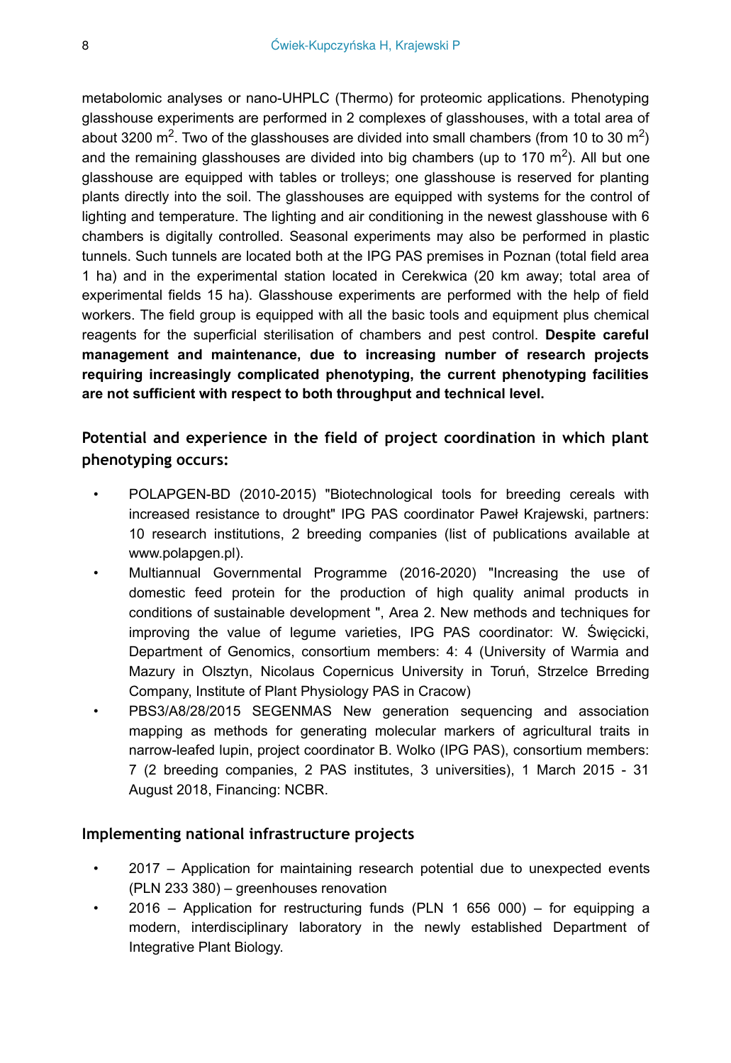metabolomic analyses or nano-UHPLC (Thermo) for proteomic applications. Phenotyping glasshouse experiments are performed in 2 complexes of glasshouses, with a total area of about 3200 m$^2$. Two of the glasshouses are divided into small chambers (from 10 to 30 m$^2$) and the remaining glasshouses are divided into big chambers (up to 170 m$^2$). All but one glasshouse are equipped with tables or trolleys; one glasshouse is reserved for planting plants directly into the soil. The glasshouses are equipped with systems for the control of lighting and temperature. The lighting and air conditioning in the newest glasshouse with 6 chambers is digitally controlled. Seasonal experiments may also be performed in plastic tunnels. Such tunnels are located both at the IPG PAS premises in Poznan (total field area 1 ha) and in the experimental station located in Cerekwica (20 km away; total area of experimental fields 15 ha). Glasshouse experiments are performed with the help of field workers. The field group is equipped with all the basic tools and equipment plus chemical reagents for the superficial sterilisation of chambers and pest control. **Despite careful management and maintenance, due to increasing number of research projects requiring increasingly complicated phenotyping, the current phenotyping facilities are not sufficient with respect to both throughput and technical level.**

## Potential and experience in the field of project coordination in which plant phenotyping occurs:

- POLAPGEN-BD (2010-2015) "Biotechnological tools for breeding cereals with increased resistance to drought" IPG PAS coordinator Paweł Krajewski, partners: 10 research institutions, 2 breeding companies (list of publications available at www.polapgen.pl).
- Multiannual Governmental Programme (2016-2020) "Increasing the use of domestic feed protein for the production of high quality animal products in conditions of sustainable development ", Area 2. New methods and techniques for improving the value of legume varieties, IPG PAS coordinator: W. Święcicki, Department of Genomics, consortium members: 4: 4 (University of Warmia and Mazury in Olsztyn, Nicolaus Copernicus University in Toruń, Strzelce Brreding Company, Institute of Plant Physiology PAS in Cracow)
- PBS3/A8/28/2015 SEGENMAS New generation sequencing and association mapping as methods for generating molecular markers of agricultural traits in narrow-leafed lupin, project coordinator B. Wolko (IPG PAS), consortium members: 7 (2 breeding companies, 2 PAS institutes, 3 universities), 1 March 2015 - 31 August 2018, Financing: NCBR.

## Implementing national infrastructure projects

- 2017 – Application for maintaining research potential due to unexpected events (PLN 233 380) – greenhouses renovation
- 2016 – Application for restructuring funds (PLN 1 656 000) – for equipping a modern, interdisciplinary laboratory in the newly established Department of Integrative Plant Biology.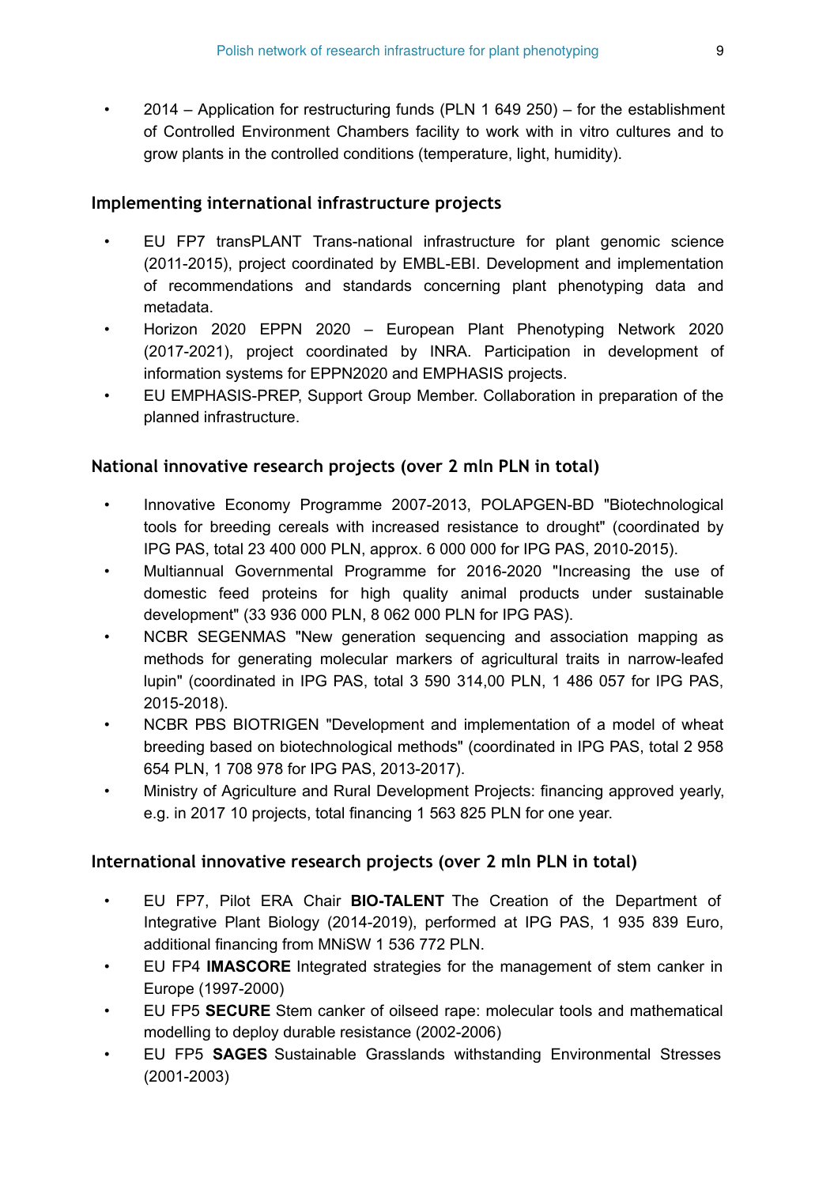- 2014 – Application for restructuring funds (PLN 1 649 250) – for the establishment of Controlled Environment Chambers facility to work with in vitro cultures and to grow plants in the controlled conditions (temperature, light, humidity).

### Implementing international infrastructure projects

- EU FP7 transPLANT Trans-national infrastructure for plant genomic science (2011-2015), project coordinated by EMBL-EBI. Development and implementation of recommendations and standards concerning plant phenotyping data and metadata.
- Horizon 2020 EPPN 2020 – European Plant Phenotyping Network 2020 (2017-2021), project coordinated by INRA. Participation in development of information systems for EPPN2020 and EMPHASIS projects.
- EU EMPHASIS-PREP, Support Group Member. Collaboration in preparation of the planned infrastructure.

### National innovative research projects (over 2 mln PLN in total)

- Innovative Economy Programme 2007-2013, POLAPGEN-BD "Biotechnological tools for breeding cereals with increased resistance to drought" (coordinated by IPG PAS, total 23 400 000 PLN, approx. 6 000 000 for IPG PAS, 2010-2015).
- Multiannual Governmental Programme for 2016-2020 "Increasing the use of domestic feed proteins for high quality animal products under sustainable development" (33 936 000 PLN, 8 062 000 PLN for IPG PAS).
- NCBR SEGENMAS "New generation sequencing and association mapping as methods for generating molecular markers of agricultural traits in narrow-leafed lupin" (coordinated in IPG PAS, total 3 590 314,00 PLN, 1 486 057 for IPG PAS, 2015-2018).
- NCBR PBS BIOTRIGEN "Development and implementation of a model of wheat breeding based on biotechnological methods" (coordinated in IPG PAS, total 2 958 654 PLN, 1 708 978 for IPG PAS, 2013-2017).
- Ministry of Agriculture and Rural Development Projects: financing approved yearly, e.g. in 2017 10 projects, total financing 1 563 825 PLN for one year.

### International innovative research projects (over 2 mln PLN in total)

- EU FP7, Pilot ERA Chair **BIO-TALENT** The Creation of the Department of Integrative Plant Biology (2014-2019), performed at IPG PAS, 1 935 839 Euro, additional financing from MNiSW 1 536 772 PLN.
- EU FP4 **IMASCORE** Integrated strategies for the management of stem canker in Europe (1997-2000)
- EU FP5 **SECURE** Stem canker of oilseed rape: molecular tools and mathematical modelling to deploy durable resistance (2002-2006)
- EU FP5 **SAGES** Sustainable Grasslands withstanding Environmental Stresses (2001-2003)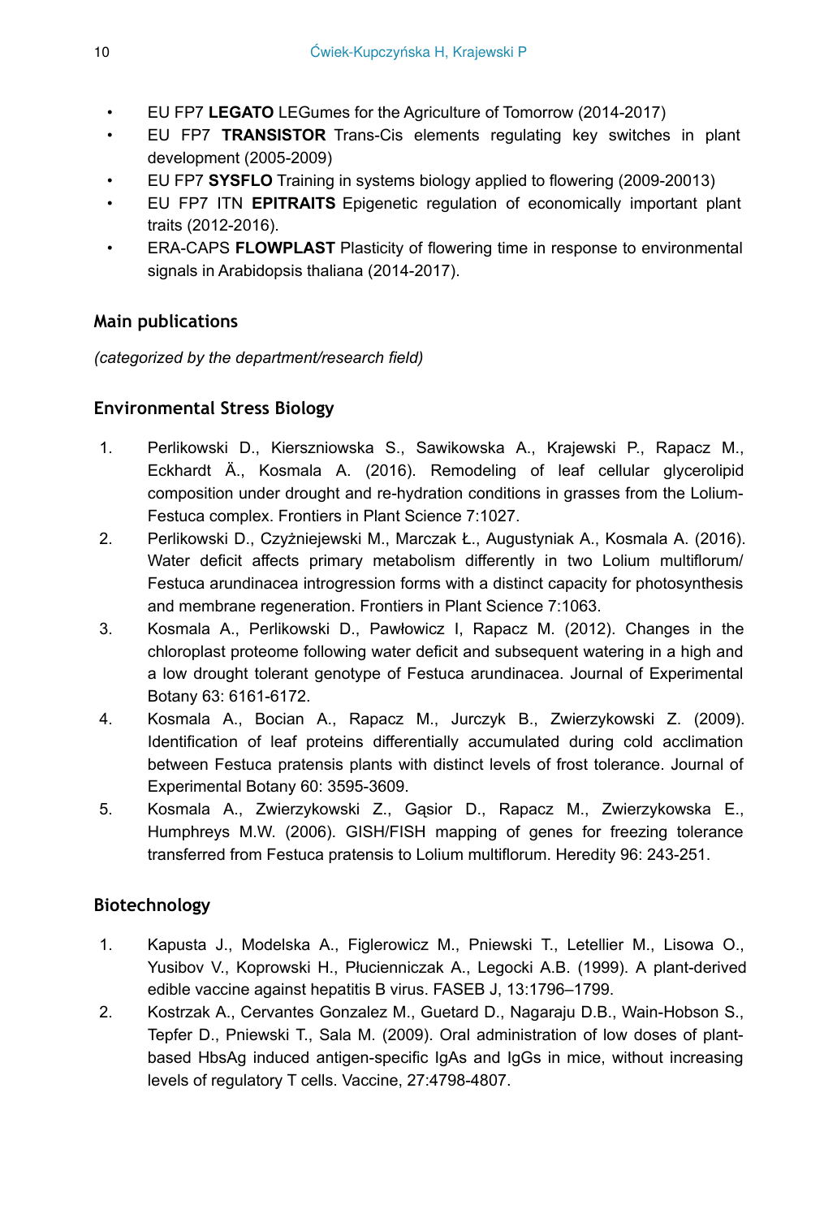- EU FP7 **LEGATO** LEGumes for the Agriculture of Tomorrow (2014-2017)
- EU FP7 **TRANSISTOR** Trans-Cis elements regulating key switches in plant development (2005-2009)
- EU FP7 **SYSFLO** Training in systems biology applied to flowering (2009-20013)
- EU FP7 ITN **EPITRAITS** Epigenetic regulation of economically important plant traits (2012-2016).
- ERA-CAPS **FLOWPLAST** Plasticity of flowering time in response to environmental signals in Arabidopsis thaliana (2014-2017).

## Main publications

*(categorized by the department/research field)*

## Environmental Stress Biology

1. Perlikowski D., Kierszniowska S., Sawikowska A., Krajewski P., Rapacz M., Eckhardt Ä., Kosmala A. (2016). Remodeling of leaf cellular glycerolipid composition under drought and re-hydration conditions in grasses from the Lolium-Festuca complex. Frontiers in Plant Science 7:1027.
2. Perlikowski D., Czyżniejewski M., Marczak Ł., Augustyniak A., Kosmala A. (2016). Water deficit affects primary metabolism differently in two Lolium multiflorum/ Festuca arundinacea introgression forms with a distinct capacity for photosynthesis and membrane regeneration. Frontiers in Plant Science 7:1063.
3. Kosmala A., Perlikowski D., Pawłowicz I, Rapacz M. (2012). Changes in the chloroplast proteome following water deficit and subsequent watering in a high and a low drought tolerant genotype of Festuca arundinacea. Journal of Experimental Botany 63: 6161-6172.
4. Kosmala A., Bocian A., Rapacz M., Jurczyk B., Zwierzykowski Z. (2009). Identification of leaf proteins differentially accumulated during cold acclimation between Festuca pratensis plants with distinct levels of frost tolerance. Journal of Experimental Botany 60: 3595-3609.
5. Kosmala A., Zwierzykowski Z., Gąsior D., Rapacz M., Zwierzykowska E., Humphreys M.W. (2006). GISH/FISH mapping of genes for freezing tolerance transferred from Festuca pratensis to Lolium multiflorum. Heredity 96: 243-251.

## Biotechnology

1. Kapusta J., Modelska A., Figlerowicz M., Pniewski T., Letellier M., Lisowa O., Yusibov V., Koprowski H., Płucienniczak A., Legocki A.B. (1999). A plant-derived edible vaccine against hepatitis B virus. FASEB J, 13:1796–1799.
2. Kostrzak A., Cervantes Gonzalez M., Guetard D., Nagaraju D.B., Wain-Hobson S., Tepfer D., Pniewski T., Sala M. (2009). Oral administration of low doses of plant-based HbsAg induced antigen-specific IgAs and IgGs in mice, without increasing levels of regulatory T cells. Vaccine, 27:4798-4807.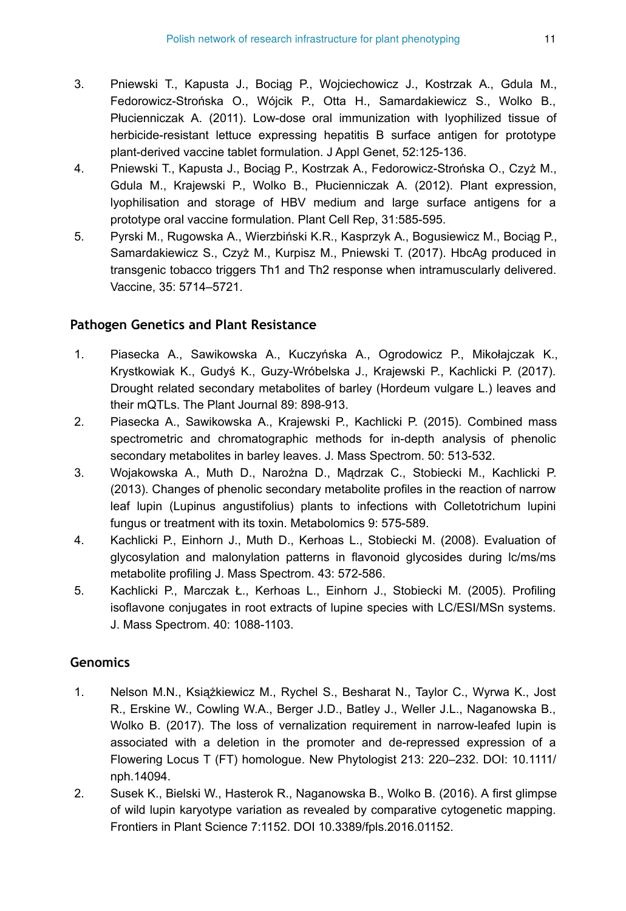3. Pniewski T., Kapusta J., Bociąg P., Wojciechowicz J., Kostrzak A., Gdula M., Fedorowicz-Strońska O., Wójcik P., Otta H., Samardakiewicz S., Wolko B., Płucienniczak A. (2011). Low-dose oral immunization with lyophilized tissue of herbicide-resistant lettuce expressing hepatitis B surface antigen for prototype plant-derived vaccine tablet formulation. J Appl Genet, 52:125-136.
4. Pniewski T., Kapusta J., Bociąg P., Kostrzak A., Fedorowicz-Strońska O., Czyż M., Gdula M., Krajewski P., Wolko B., Płucienniczak A. (2012). Plant expression, lyophilisation and storage of HBV medium and large surface antigens for a prototype oral vaccine formulation. Plant Cell Rep, 31:585-595.
5. Pyrski M., Rugowska A., Wierzbiński K.R., Kasprzyk A., Bogusiewicz M., Bociąg P., Samardakiewicz S., Czyż M., Kurpisz M., Pniewski T. (2017). HbcAg produced in transgenic tobacco triggers Th1 and Th2 response when intramuscularly delivered. Vaccine, 35: 5714–5721.

## Pathogen Genetics and Plant Resistance

1. Piasecka A., Sawikowska A., Kuczyńska A., Ogrodowicz P., Mikołajczak K., Krystkowiak K., Gudyś K., Guzy-Wróbelska J., Krajewski P., Kachlicki P. (2017). Drought related secondary metabolites of barley (Hordeum vulgare L.) leaves and their mQTLs. The Plant Journal 89: 898-913.
2. Piasecka A., Sawikowska A., Krajewski P., Kachlicki P. (2015). Combined mass spectrometric and chromatographic methods for in-depth analysis of phenolic secondary metabolites in barley leaves. J. Mass Spectrom. 50: 513-532.
3. Wojakowska A., Muth D., Narożna D., Mądrzak C., Stobiecki M., Kachlicki P. (2013). Changes of phenolic secondary metabolite profiles in the reaction of narrow leaf lupin (Lupinus angustifolius) plants to infections with Colletotrichum lupini fungus or treatment with its toxin. Metabolomics 9: 575-589.
4. Kachlicki P., Einhorn J., Muth D., Kerhoas L., Stobiecki M. (2008). Evaluation of glycosylation and malonylation patterns in flavonoid glycosides during lc/ms/ms metabolite profiling J. Mass Spectrom. 43: 572-586.
5. Kachlicki P., Marczak Ł., Kerhoas L., Einhorn J., Stobiecki M. (2005). Profiling isoflavone conjugates in root extracts of lupine species with LC/ESI/MSn systems. J. Mass Spectrom. 40: 1088-1103.

## Genomics

1. Nelson M.N., Książkiewicz M., Rychel S., Besharat N., Taylor C., Wyrwa K., Jost R., Erskine W., Cowling W.A., Berger J.D., Batley J., Weller J.L., Naganowska B., Wolko B. (2017). The loss of vernalization requirement in narrow-leafed lupin is associated with a deletion in the promoter and de-repressed expression of a Flowering Locus T (FT) homologue. New Phytologist 213: 220–232. DOI: 10.1111/nph.14094.
2. Susek K., Bielski W., Hasterok R., Naganowska B., Wolko B. (2016). A first glimpse of wild lupin karyotype variation as revealed by comparative cytogenetic mapping. Frontiers in Plant Science 7:1152. DOI 10.3389/fpls.2016.01152.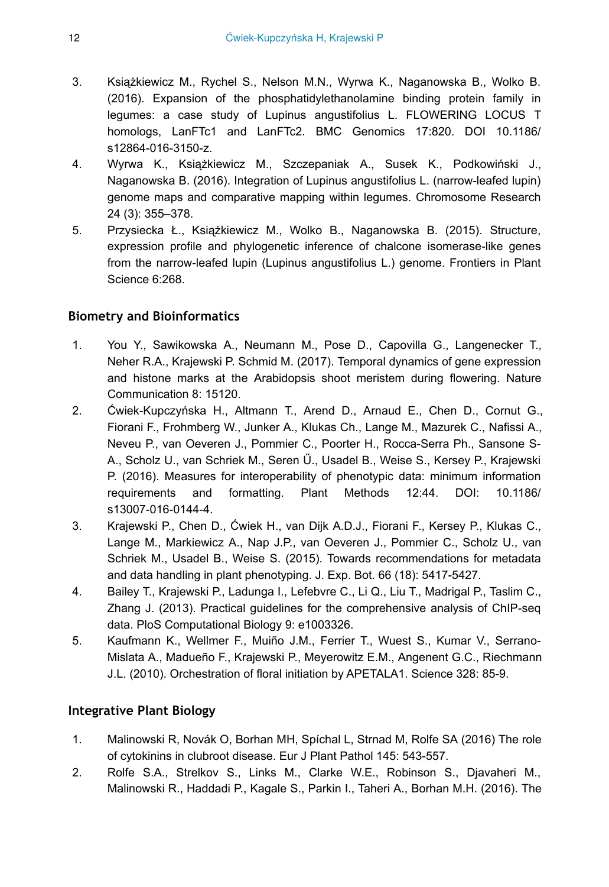3. Książkiewicz M., Rychel S., Nelson M.N., Wyrwa K., Naganowska B., Wolko B. (2016). Expansion of the phosphatidylethanolamine binding protein family in legumes: a case study of Lupinus angustifolius L. FLOWERING LOCUS T homologs, LanFTc1 and LanFTc2. BMC Genomics 17:820. DOI 10.1186/s12864-016-3150-z.
4. Wyrwa K., Książkiewicz M., Szczepaniak A., Susek K., Podkowiński J., Naganowska B. (2016). Integration of Lupinus angustifolius L. (narrow-leafed lupin) genome maps and comparative mapping within legumes. Chromosome Research 24 (3): 355–378.
5. Przysiecka Ł., Książkiewicz M., Wolko B., Naganowska B. (2015). Structure, expression profile and phylogenetic inference of chalcone isomerase-like genes from the narrow-leafed lupin (Lupinus angustifolius L.) genome. Frontiers in Plant Science 6:268.

## Biometry and Bioinformatics

1. You Y., Sawikowska A., Neumann M., Pose D., Capovilla G., Langenecker T., Neher R.A., Krajewski P. Schmid M. (2017). Temporal dynamics of gene expression and histone marks at the Arabidopsis shoot meristem during flowering. Nature Communication 8: 15120.
2. Ćwiek-Kupczyńska H., Altmann T., Arend D., Arnaud E., Chen D., Cornut G., Fiorani F., Frohmberg W., Junker A., Klukas Ch., Lange M., Mazurek C., Nafissi A., Neveu P., van Oeveren J., Pommier C., Poorter H., Rocca-Serra Ph., Sansone S-A., Scholz U., van Schriek M., Seren Ű., Usadel B., Weise S., Kersey P., Krajewski P. (2016). Measures for interoperability of phenotypic data: minimum information requirements and formatting. Plant Methods 12:44. DOI: 10.1186/s13007-016-0144-4.
3. Krajewski P., Chen D., Ćwiek H., van Dijk A.D.J., Fiorani F., Kersey P., Klukas C., Lange M., Markiewicz A., Nap J.P., van Oeveren J., Pommier C., Scholz U., van Schriek M., Usadel B., Weise S. (2015). Towards recommendations for metadata and data handling in plant phenotyping. J. Exp. Bot. 66 (18): 5417-5427.
4. Bailey T., Krajewski P., Ladunga I., Lefebvre C., Li Q., Liu T., Madrigal P., Taslim C., Zhang J. (2013). Practical guidelines for the comprehensive analysis of ChIP-seq data. PloS Computational Biology 9: e1003326.
5. Kaufmann K., Wellmer F., Muiño J.M., Ferrier T., Wuest S., Kumar V., Serrano-Mislata A., Madueño F., Krajewski P., Meyerowitz E.M., Angenent G.C., Riechmann J.L. (2010). Orchestration of floral initiation by APETALA1. Science 328: 85-9.

## Integrative Plant Biology

1. Malinowski R, Novák O, Borhan MH, Spíchal L, Strnad M, Rolfe SA (2016) The role of cytokinins in clubroot disease. Eur J Plant Pathol 145: 543-557.
2. Rolfe S.A., Strelkov S., Links M., Clarke W.E., Robinson S., Djavaheri M., Malinowski R., Haddadi P., Kagale S., Parkin I., Taheri A., Borhan M.H. (2016). The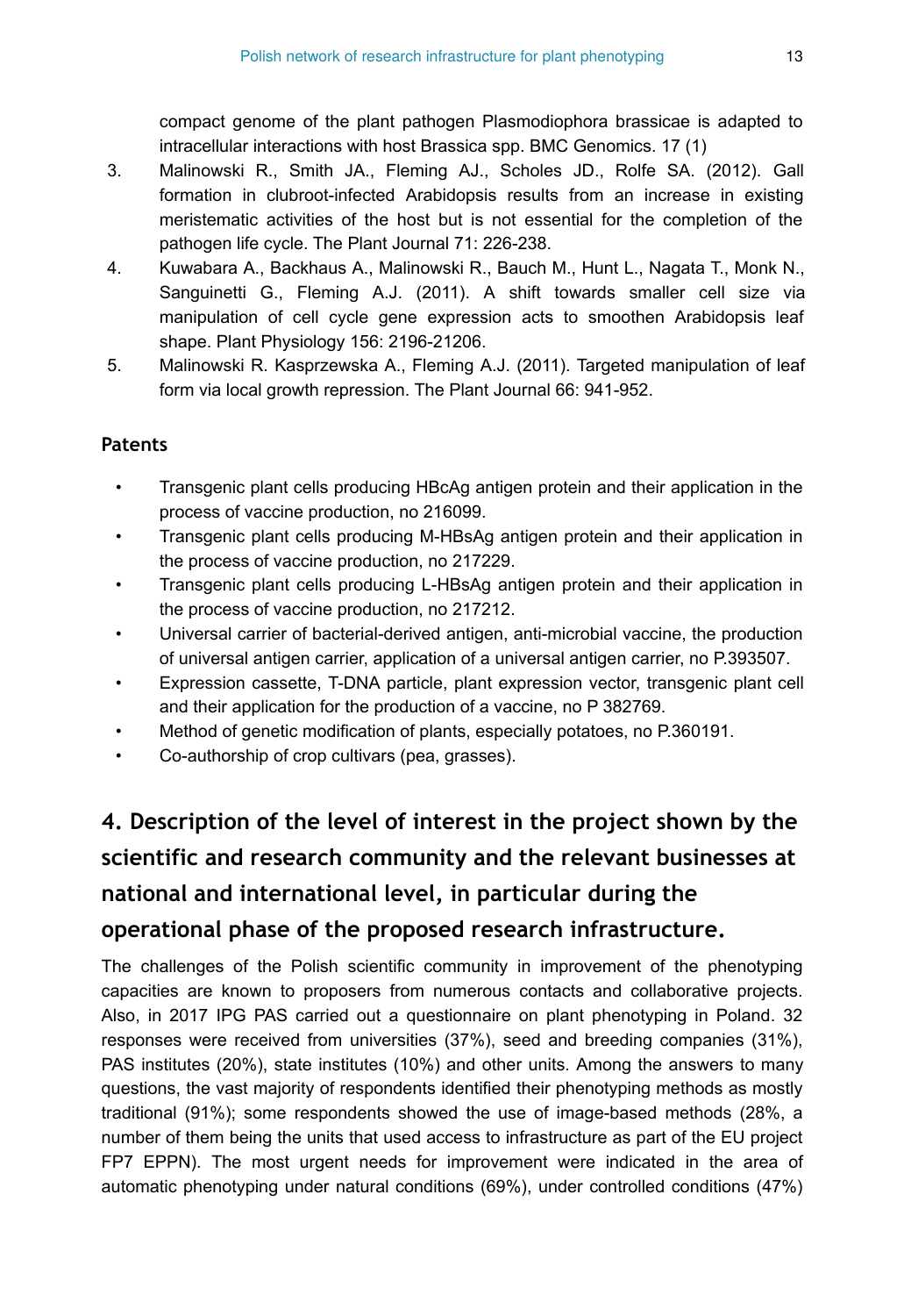compact genome of the plant pathogen Plasmodiophora brassicae is adapted to intracellular interactions with host Brassica spp. BMC Genomics. 17 (1)

3. Malinowski R., Smith JA., Fleming AJ., Scholes JD., Rolfe SA. (2012). Gall formation in clubroot-infected Arabidopsis results from an increase in existing meristematic activities of the host but is not essential for the completion of the pathogen life cycle. The Plant Journal 71: 226-238.
4. Kuwabara A., Backhaus A., Malinowski R., Bauch M., Hunt L., Nagata T., Monk N., Sanguinetti G., Fleming A.J. (2011). A shift towards smaller cell size via manipulation of cell cycle gene expression acts to smoothen Arabidopsis leaf shape. Plant Physiology 156: 2196-21206.
5. Malinowski R. Kasprzewska A., Fleming A.J. (2011). Targeted manipulation of leaf form via local growth repression. The Plant Journal 66: 941-952.

**Patents**

- Transgenic plant cells producing HBcAg antigen protein and their application in the process of vaccine production, no 216099.
- Transgenic plant cells producing M-HBsAg antigen protein and their application in the process of vaccine production, no 217229.
- Transgenic plant cells producing L-HBsAg antigen protein and their application in the process of vaccine production, no 217212.
- Universal carrier of bacterial-derived antigen, anti-microbial vaccine, the production of universal antigen carrier, application of a universal antigen carrier, no P.393507.
- Expression cassette, T-DNA particle, plant expression vector, transgenic plant cell and their application for the production of a vaccine, no P 382769.
- Method of genetic modification of plants, especially potatoes, no P.360191.
- Co-authorship of crop cultivars (pea, grasses).

## 4. Description of the level of interest in the project shown by the scientific and research community and the relevant businesses at national and international level, in particular during the operational phase of the proposed research infrastructure.

The challenges of the Polish scientific community in improvement of the phenotyping capacities are known to proposers from numerous contacts and collaborative projects. Also, in 2017 IPG PAS carried out a questionnaire on plant phenotyping in Poland. 32 responses were received from universities (37%), seed and breeding companies (31%), PAS institutes (20%), state institutes (10%) and other units. Among the answers to many questions, the vast majority of respondents identified their phenotyping methods as mostly traditional (91%); some respondents showed the use of image-based methods (28%, a number of them being the units that used access to infrastructure as part of the EU project FP7 EPPN). The most urgent needs for improvement were indicated in the area of automatic phenotyping under natural conditions (69%), under controlled conditions (47%)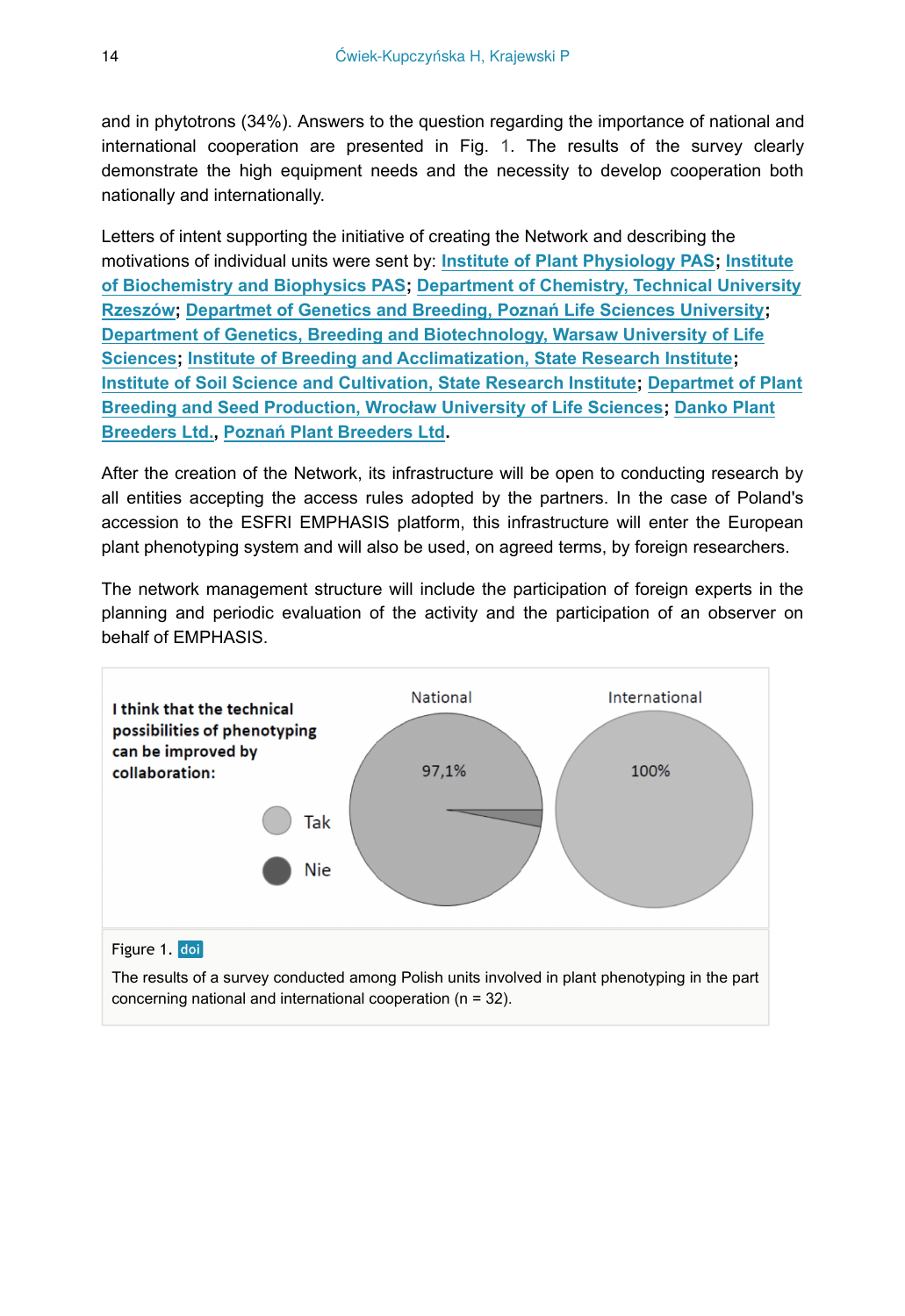and in phytotrons (34%). Answers to the question regarding the importance of national and international cooperation are presented in Fig. 1. The results of the survey clearly demonstrate the high equipment needs and the necessity to develop cooperation both nationally and internationally.

Letters of intent supporting the initiative of creating the Network and describing the motivations of individual units were sent by: **Institute of Plant Physiology PAS**; **Institute of Biochemistry and Biophysics PAS**; **Department of Chemistry, Technical University Rzeszów**; **Departmet of Genetics and Breeding, Poznań Life Sciences University**; **Department of Genetics, Breeding and Biotechnology, Warsaw University of Life Sciences**; **Institute of Breeding and Acclimatization, State Research Institute**; **Institute of Soil Science and Cultivation, State Research Institute**; **Departmet of Plant Breeding and Seed Production, Wrocław University of Life Sciences**; **Danko Plant Breeders Ltd.**, **Poznań Plant Breeders Ltd**.

After the creation of the Network, its infrastructure will be open to conducting research by all entities accepting the access rules adopted by the partners. In the case of Poland's accession to the ESFRI EMPHASIS platform, this infrastructure will enter the European plant phenotyping system and will also be used, on agreed terms, by foreign researchers.

The network management structure will include the participation of foreign experts in the planning and periodic evaluation of the activity and the participation of an observer on behalf of EMPHASIS.

Figure 1. doi

The results of a survey conducted among Polish units involved in plant phenotyping in the part concerning national and international cooperation (n = 32).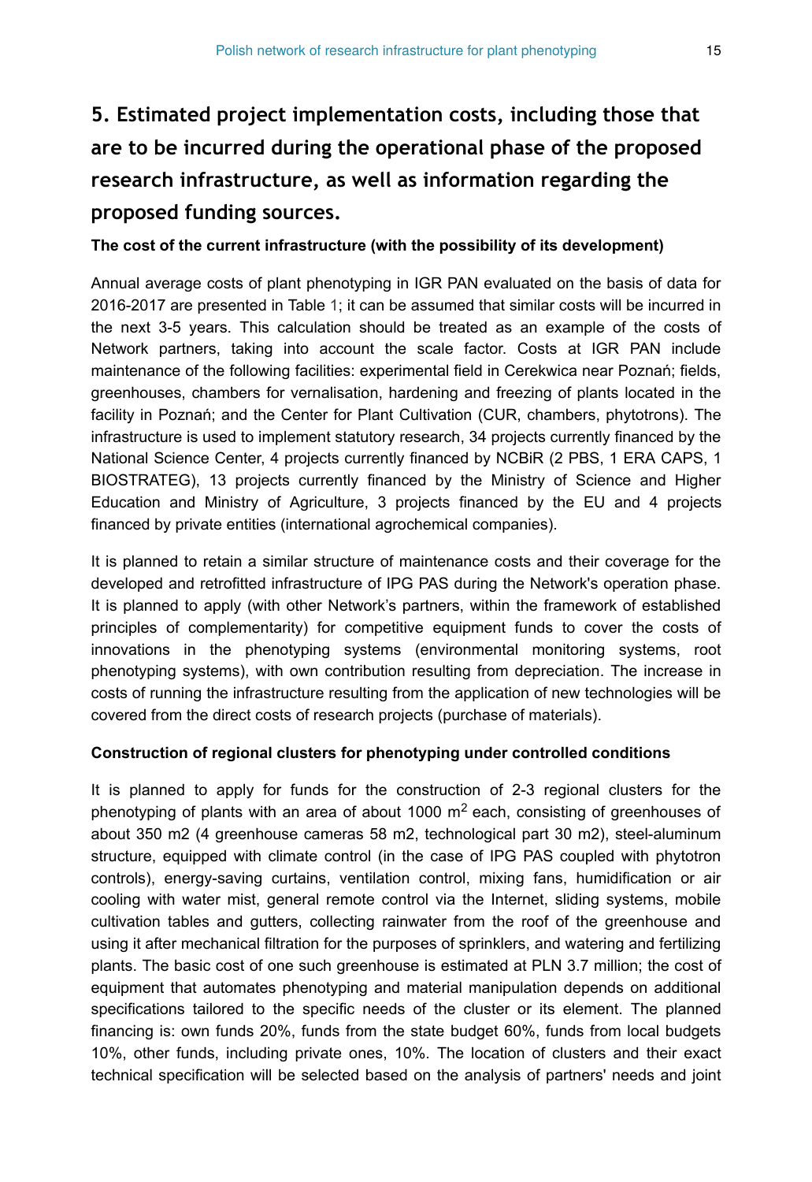# 5. Estimated project implementation costs, including those that are to be incurred during the operational phase of the proposed research infrastructure, as well as information regarding the proposed funding sources.

**The cost of the current infrastructure (with the possibility of its development)**

Annual average costs of plant phenotyping in IGR PAN evaluated on the basis of data for 2016-2017 are presented in Table 1; it can be assumed that similar costs will be incurred in the next 3-5 years. This calculation should be treated as an example of the costs of Network partners, taking into account the scale factor. Costs at IGR PAN include maintenance of the following facilities: experimental field in Cerekwica near Poznań; fields, greenhouses, chambers for vernalisation, hardening and freezing of plants located in the facility in Poznań; and the Center for Plant Cultivation (CUR, chambers, phytotrons). The infrastructure is used to implement statutory research, 34 projects currently financed by the National Science Center, 4 projects currently financed by NCBiR (2 PBS, 1 ERA CAPS, 1 BIOSTRATEG), 13 projects currently financed by the Ministry of Science and Higher Education and Ministry of Agriculture, 3 projects financed by the EU and 4 projects financed by private entities (international agrochemical companies).

It is planned to retain a similar structure of maintenance costs and their coverage for the developed and retrofitted infrastructure of IPG PAS during the Network's operation phase. It is planned to apply (with other Network's partners, within the framework of established principles of complementarity) for competitive equipment funds to cover the costs of innovations in the phenotyping systems (environmental monitoring systems, root phenotyping systems), with own contribution resulting from depreciation. The increase in costs of running the infrastructure resulting from the application of new technologies will be covered from the direct costs of research projects (purchase of materials).

**Construction of regional clusters for phenotyping under controlled conditions**

It is planned to apply for funds for the construction of 2-3 regional clusters for the phenotyping of plants with an area of about 1000 m$^2$ each, consisting of greenhouses of about 350 m2 (4 greenhouse cameras 58 m2, technological part 30 m2), steel-aluminum structure, equipped with climate control (in the case of IPG PAS coupled with phytotron controls), energy-saving curtains, ventilation control, mixing fans, humidification or air cooling with water mist, general remote control via the Internet, sliding systems, mobile cultivation tables and gutters, collecting rainwater from the roof of the greenhouse and using it after mechanical filtration for the purposes of sprinklers, and watering and fertilizing plants. The basic cost of one such greenhouse is estimated at PLN 3.7 million; the cost of equipment that automates phenotyping and material manipulation depends on additional specifications tailored to the specific needs of the cluster or its element. The planned financing is: own funds 20%, funds from the state budget 60%, funds from local budgets 10%, other funds, including private ones, 10%. The location of clusters and their exact technical specification will be selected based on the analysis of partners' needs and joint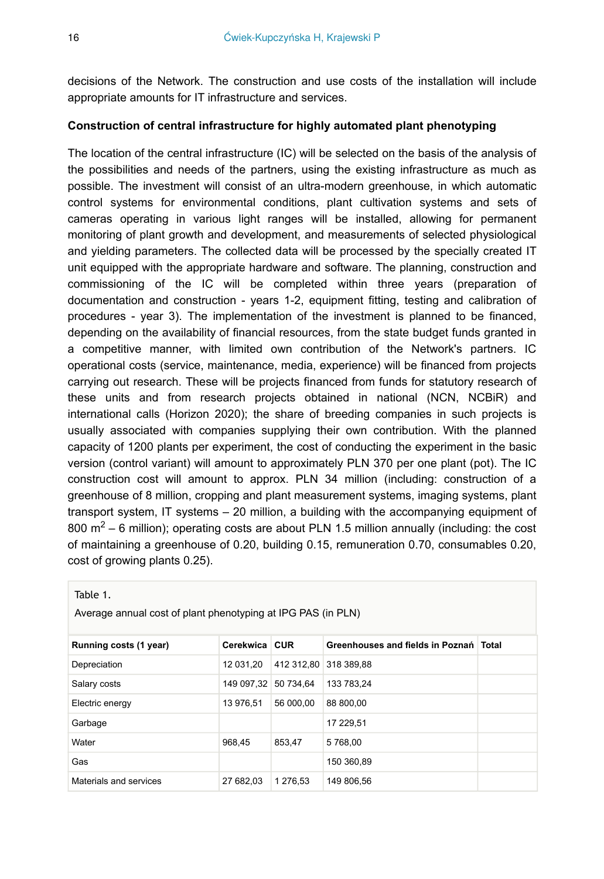decisions of the Network. The construction and use costs of the installation will include appropriate amounts for IT infrastructure and services.

**Construction of central infrastructure for highly automated plant phenotyping**

The location of the central infrastructure (IC) will be selected on the basis of the analysis of the possibilities and needs of the partners, using the existing infrastructure as much as possible. The investment will consist of an ultra-modern greenhouse, in which automatic control systems for environmental conditions, plant cultivation systems and sets of cameras operating in various light ranges will be installed, allowing for permanent monitoring of plant growth and development, and measurements of selected physiological and yielding parameters. The collected data will be processed by the specially created IT unit equipped with the appropriate hardware and software. The planning, construction and commissioning of the IC will be completed within three years (preparation of documentation and construction - years 1-2, equipment fitting, testing and calibration of procedures - year 3). The implementation of the investment is planned to be financed, depending on the availability of financial resources, from the state budget funds granted in a competitive manner, with limited own contribution of the Network's partners. IC operational costs (service, maintenance, media, experience) will be financed from projects carrying out research. These will be projects financed from funds for statutory research of these units and from research projects obtained in national (NCN, NCBiR) and international calls (Horizon 2020); the share of breeding companies in such projects is usually associated with companies supplying their own contribution. With the planned capacity of 1200 plants per experiment, the cost of conducting the experiment in the basic version (control variant) will amount to approximately PLN 370 per one plant (pot). The IC construction cost will amount to approx. PLN 34 million (including: construction of a greenhouse of 8 million, cropping and plant measurement systems, imaging systems, plant transport system, IT systems – 20 million, a building with the accompanying equipment of 800 m$^2$ – 6 million); operating costs are about PLN 1.5 million annually (including: the cost of maintaining a greenhouse of 0.20, building 0.15, remuneration 0.70, consumables 0.20, cost of growing plants 0.25).

Table 1.

Average annual cost of plant phenotyping at IPG PAS (in PLN)

| Running costs (1 year) | Cerekwica | CUR | Greenhouses and fields in Poznań | Total |
|---|---|---|---|---|
| Depreciation | 12 031,20 | 412 312,80 | 318 389,88 | |
| Salary costs | 149 097,32 | 50 734,64 | 133 783,24 | |
| Electric energy | 13 976,51 | 56 000,00 | 88 800,00 | |
| Garbage | | | 17 229,51 | |
| Water | 968,45 | 853,47 | 5 768,00 | |
| Gas | | | 150 360,89 | |
| Materials and services | 27 682,03 | 1 276,53 | 149 806,56 | |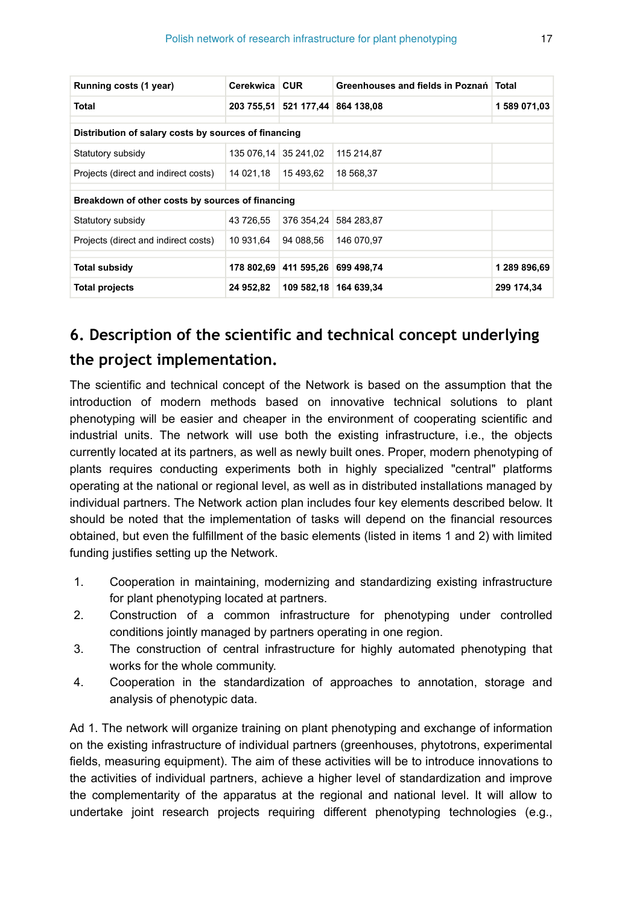| Running costs (1 year) | Cerekwica | CUR | Greenhouses and fields in Poznań | Total |
|---|---|---|---|---|
| **Total** | **203 755,51** | **521 177,44** | **864 138,08** | **1 589 071,03** |
| | | | | |
| **Distribution of salary costs by sources of financing** | | | | |
| Statutory subsidy | 135 076,14 | 35 241,02 | 115 214,87 | |
| Projects (direct and indirect costs) | 14 021,18 | 15 493,62 | 18 568,37 | |
| | | | | |
| **Breakdown of other costs by sources of financing** | | | | |
| Statutory subsidy | 43 726,55 | 376 354,24 | 584 283,87 | |
| Projects (direct and indirect costs) | 10 931,64 | 94 088,56 | 146 070,97 | |
| | | | | |
| **Total subsidy** | **178 802,69** | **411 595,26** | **699 498,74** | **1 289 896,69** |
| **Total projects** | **24 952,82** | **109 582,18** | **164 639,34** | **299 174,34** |

## 6. Description of the scientific and technical concept underlying the project implementation.

The scientific and technical concept of the Network is based on the assumption that the introduction of modern methods based on innovative technical solutions to plant phenotyping will be easier and cheaper in the environment of cooperating scientific and industrial units. The network will use both the existing infrastructure, i.e., the objects currently located at its partners, as well as newly built ones. Proper, modern phenotyping of plants requires conducting experiments both in highly specialized "central" platforms operating at the national or regional level, as well as in distributed installations managed by individual partners. The Network action plan includes four key elements described below. It should be noted that the implementation of tasks will depend on the financial resources obtained, but even the fulfillment of the basic elements (listed in items 1 and 2) with limited funding justifies setting up the Network.

1. Cooperation in maintaining, modernizing and standardizing existing infrastructure for plant phenotyping located at partners.
2. Construction of a common infrastructure for phenotyping under controlled conditions jointly managed by partners operating in one region.
3. The construction of central infrastructure for highly automated phenotyping that works for the whole community.
4. Cooperation in the standardization of approaches to annotation, storage and analysis of phenotypic data.

Ad 1. The network will organize training on plant phenotyping and exchange of information on the existing infrastructure of individual partners (greenhouses, phytotrons, experimental fields, measuring equipment). The aim of these activities will be to introduce innovations to the activities of individual partners, achieve a higher level of standardization and improve the complementarity of the apparatus at the regional and national level. It will allow to undertake joint research projects requiring different phenotyping technologies (e.g.,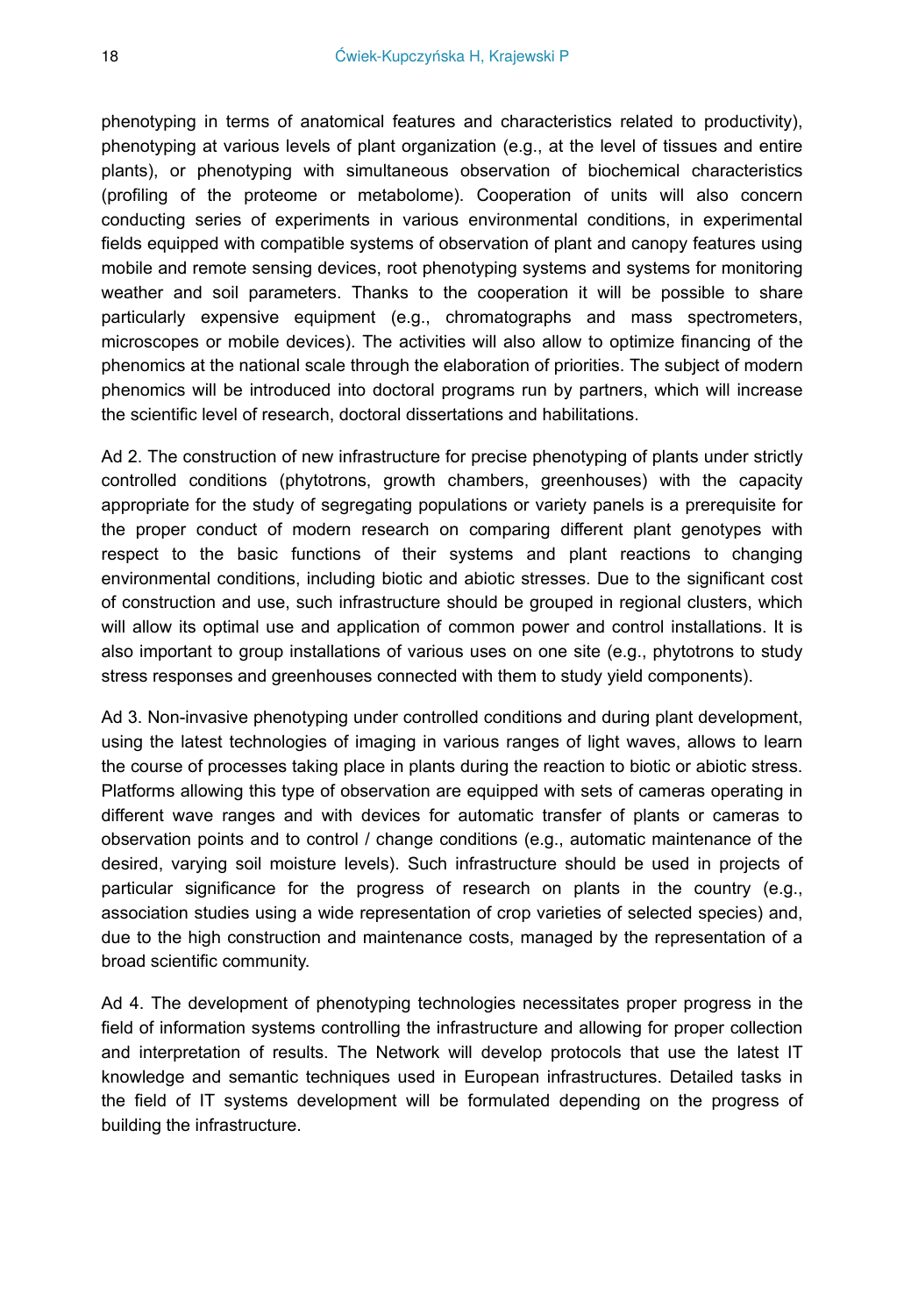phenotyping in terms of anatomical features and characteristics related to productivity), phenotyping at various levels of plant organization (e.g., at the level of tissues and entire plants), or phenotyping with simultaneous observation of biochemical characteristics (profiling of the proteome or metabolome). Cooperation of units will also concern conducting series of experiments in various environmental conditions, in experimental fields equipped with compatible systems of observation of plant and canopy features using mobile and remote sensing devices, root phenotyping systems and systems for monitoring weather and soil parameters. Thanks to the cooperation it will be possible to share particularly expensive equipment (e.g., chromatographs and mass spectrometers, microscopes or mobile devices). The activities will also allow to optimize financing of the phenomics at the national scale through the elaboration of priorities. The subject of modern phenomics will be introduced into doctoral programs run by partners, which will increase the scientific level of research, doctoral dissertations and habilitations.

Ad 2. The construction of new infrastructure for precise phenotyping of plants under strictly controlled conditions (phytotrons, growth chambers, greenhouses) with the capacity appropriate for the study of segregating populations or variety panels is a prerequisite for the proper conduct of modern research on comparing different plant genotypes with respect to the basic functions of their systems and plant reactions to changing environmental conditions, including biotic and abiotic stresses. Due to the significant cost of construction and use, such infrastructure should be grouped in regional clusters, which will allow its optimal use and application of common power and control installations. It is also important to group installations of various uses on one site (e.g., phytotrons to study stress responses and greenhouses connected with them to study yield components).

Ad 3. Non-invasive phenotyping under controlled conditions and during plant development, using the latest technologies of imaging in various ranges of light waves, allows to learn the course of processes taking place in plants during the reaction to biotic or abiotic stress. Platforms allowing this type of observation are equipped with sets of cameras operating in different wave ranges and with devices for automatic transfer of plants or cameras to observation points and to control / change conditions (e.g., automatic maintenance of the desired, varying soil moisture levels). Such infrastructure should be used in projects of particular significance for the progress of research on plants in the country (e.g., association studies using a wide representation of crop varieties of selected species) and, due to the high construction and maintenance costs, managed by the representation of a broad scientific community.

Ad 4. The development of phenotyping technologies necessitates proper progress in the field of information systems controlling the infrastructure and allowing for proper collection and interpretation of results. The Network will develop protocols that use the latest IT knowledge and semantic techniques used in European infrastructures. Detailed tasks in the field of IT systems development will be formulated depending on the progress of building the infrastructure.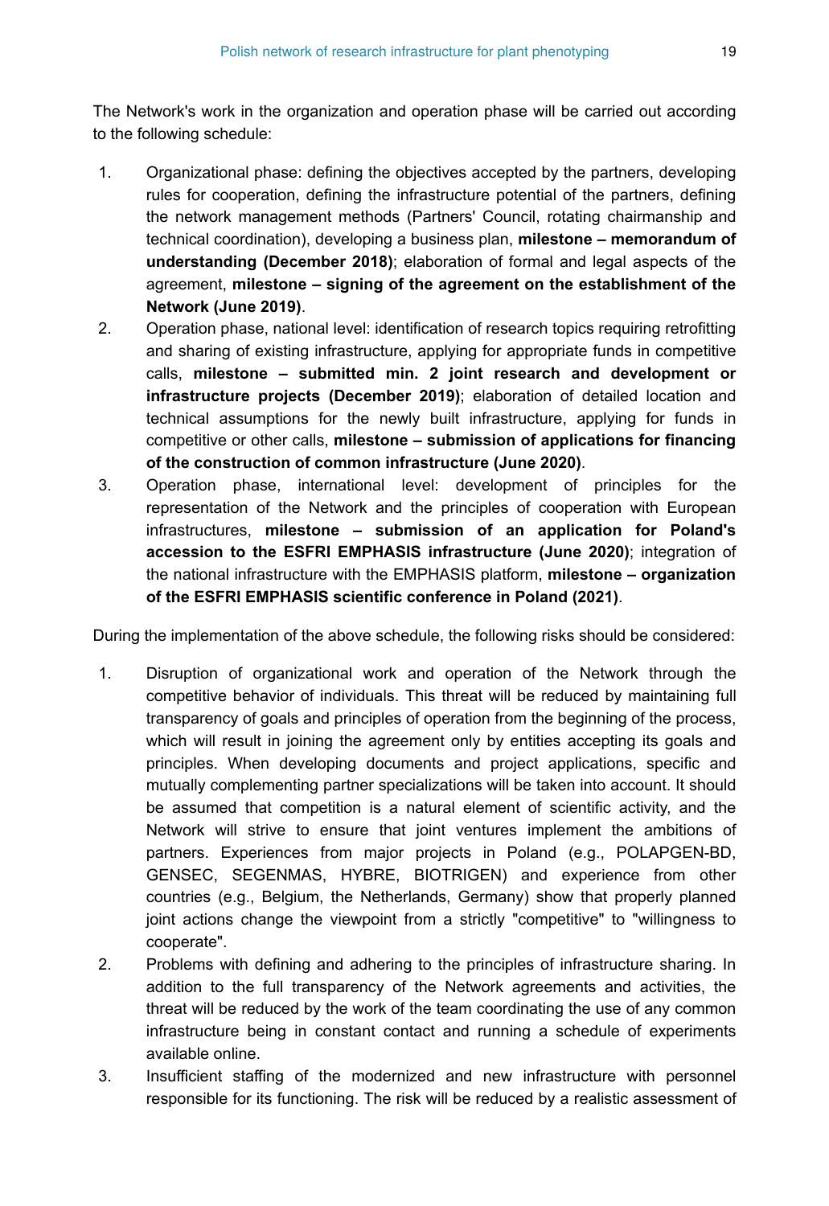The Network's work in the organization and operation phase will be carried out according to the following schedule:

1. Organizational phase: defining the objectives accepted by the partners, developing rules for cooperation, defining the infrastructure potential of the partners, defining the network management methods (Partners' Council, rotating chairmanship and technical coordination), developing a business plan, **milestone – memorandum of understanding (December 2018)**; elaboration of formal and legal aspects of the agreement, **milestone – signing of the agreement on the establishment of the Network (June 2019)**.
2. Operation phase, national level: identification of research topics requiring retrofitting and sharing of existing infrastructure, applying for appropriate funds in competitive calls, **milestone – submitted min. 2 joint research and development or infrastructure projects (December 2019)**; elaboration of detailed location and technical assumptions for the newly built infrastructure, applying for funds in competitive or other calls, **milestone – submission of applications for financing of the construction of common infrastructure (June 2020)**.
3. Operation phase, international level: development of principles for the representation of the Network and the principles of cooperation with European infrastructures, **milestone – submission of an application for Poland's accession to the ESFRI EMPHASIS infrastructure (June 2020)**; integration of the national infrastructure with the EMPHASIS platform, **milestone – organization of the ESFRI EMPHASIS scientific conference in Poland (2021)**.

During the implementation of the above schedule, the following risks should be considered:

1. Disruption of organizational work and operation of the Network through the competitive behavior of individuals. This threat will be reduced by maintaining full transparency of goals and principles of operation from the beginning of the process, which will result in joining the agreement only by entities accepting its goals and principles. When developing documents and project applications, specific and mutually complementing partner specializations will be taken into account. It should be assumed that competition is a natural element of scientific activity, and the Network will strive to ensure that joint ventures implement the ambitions of partners. Experiences from major projects in Poland (e.g., POLAPGEN-BD, GENSEC, SEGENMAS, HYBRE, BIOTRIGEN) and experience from other countries (e.g., Belgium, the Netherlands, Germany) show that properly planned joint actions change the viewpoint from a strictly "competitive" to "willingness to cooperate".
2. Problems with defining and adhering to the principles of infrastructure sharing. In addition to the full transparency of the Network agreements and activities, the threat will be reduced by the work of the team coordinating the use of any common infrastructure being in constant contact and running a schedule of experiments available online.
3. Insufficient staffing of the modernized and new infrastructure with personnel responsible for its functioning. The risk will be reduced by a realistic assessment of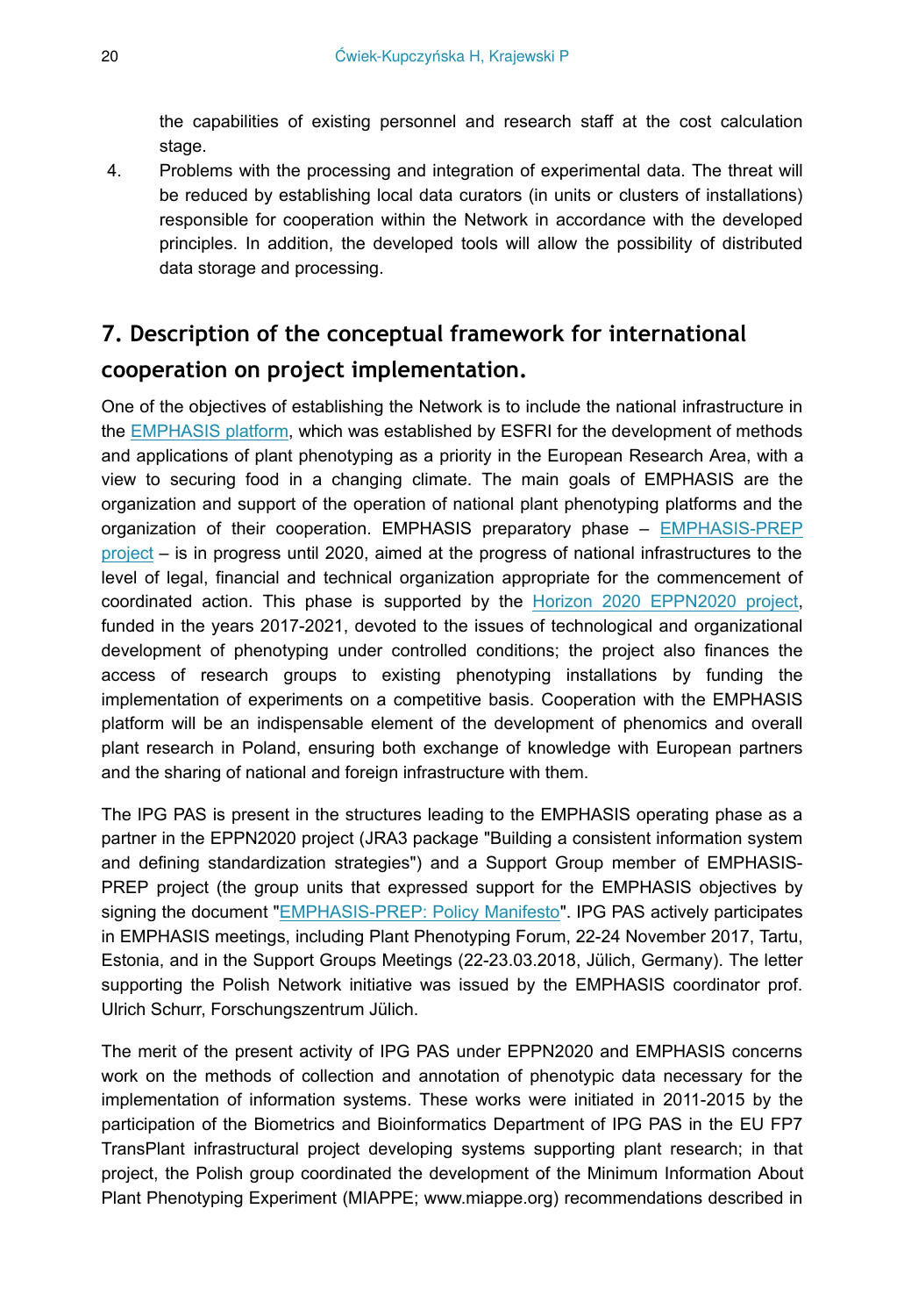the capabilities of existing personnel and research staff at the cost calculation stage.

4. Problems with the processing and integration of experimental data. The threat will be reduced by establishing local data curators (in units or clusters of installations) responsible for cooperation within the Network in accordance with the developed principles. In addition, the developed tools will allow the possibility of distributed data storage and processing.

## 7. Description of the conceptual framework for international cooperation on project implementation.

One of the objectives of establishing the Network is to include the national infrastructure in the EMPHASIS platform, which was established by ESFRI for the development of methods and applications of plant phenotyping as a priority in the European Research Area, with a view to securing food in a changing climate. The main goals of EMPHASIS are the organization and support of the operation of national plant phenotyping platforms and the organization of their cooperation. EMPHASIS preparatory phase – EMPHASIS-PREP project – is in progress until 2020, aimed at the progress of national infrastructures to the level of legal, financial and technical organization appropriate for the commencement of coordinated action. This phase is supported by the Horizon 2020 EPPN2020 project, funded in the years 2017-2021, devoted to the issues of technological and organizational development of phenotyping under controlled conditions; the project also finances the access of research groups to existing phenotyping installations by funding the implementation of experiments on a competitive basis. Cooperation with the EMPHASIS platform will be an indispensable element of the development of phenomics and overall plant research in Poland, ensuring both exchange of knowledge with European partners and the sharing of national and foreign infrastructure with them.

The IPG PAS is present in the structures leading to the EMPHASIS operating phase as a partner in the EPPN2020 project (JRA3 package "Building a consistent information system and defining standardization strategies") and a Support Group member of EMPHASIS-PREP project (the group units that expressed support for the EMPHASIS objectives by signing the document "EMPHASIS-PREP: Policy Manifesto". IPG PAS actively participates in EMPHASIS meetings, including Plant Phenotyping Forum, 22-24 November 2017, Tartu, Estonia, and in the Support Groups Meetings (22-23.03.2018, Jülich, Germany). The letter supporting the Polish Network initiative was issued by the EMPHASIS coordinator prof. Ulrich Schurr, Forschungszentrum Jülich.

The merit of the present activity of IPG PAS under EPPN2020 and EMPHASIS concerns work on the methods of collection and annotation of phenotypic data necessary for the implementation of information systems. These works were initiated in 2011-2015 by the participation of the Biometrics and Bioinformatics Department of IPG PAS in the EU FP7 TransPlant infrastructural project developing systems supporting plant research; in that project, the Polish group coordinated the development of the Minimum Information About Plant Phenotyping Experiment (MIAPPE; www.miappe.org) recommendations described in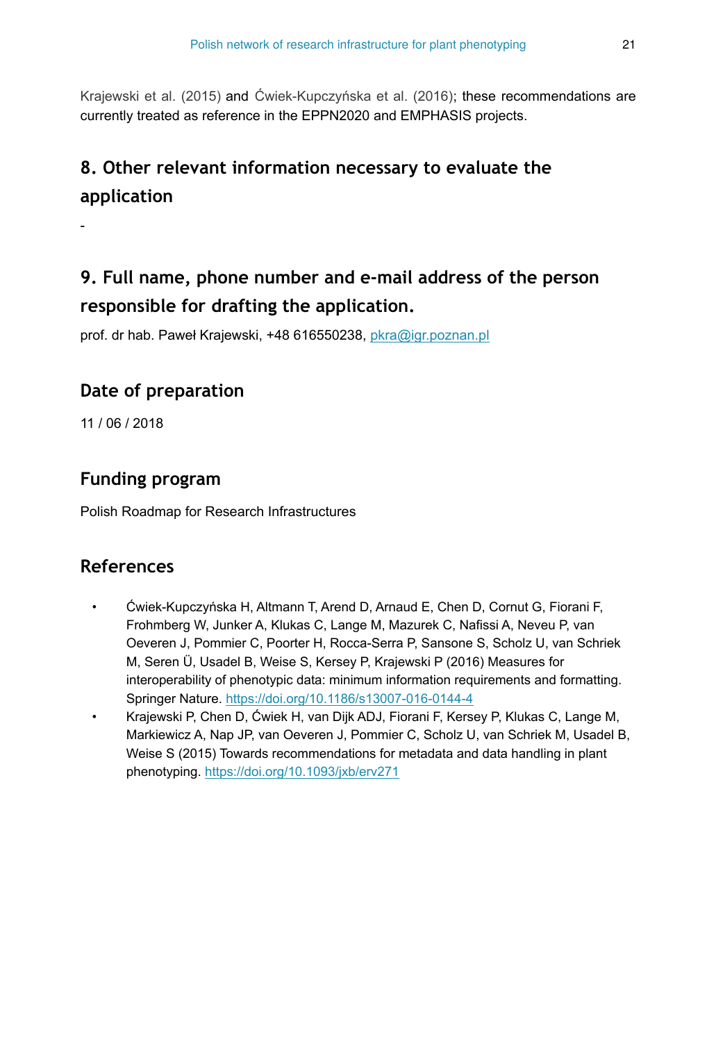Krajewski et al. (2015) and Ćwiek-Kupczyńska et al. (2016); these recommendations are currently treated as reference in the EPPN2020 and EMPHASIS projects.

## 8. Other relevant information necessary to evaluate the application

-

## 9. Full name, phone number and e-mail address of the person responsible for drafting the application.

prof. dr hab. Paweł Krajewski, +48 616550238, pkra@igr.poznan.pl

## Date of preparation

11 / 06 / 2018

## Funding program

Polish Roadmap for Research Infrastructures

## References

- Ćwiek-Kupczyńska H, Altmann T, Arend D, Arnaud E, Chen D, Cornut G, Fiorani F, Frohmberg W, Junker A, Klukas C, Lange M, Mazurek C, Nafissi A, Neveu P, van Oeveren J, Pommier C, Poorter H, Rocca-Serra P, Sansone S, Scholz U, van Schriek M, Seren Ü, Usadel B, Weise S, Kersey P, Krajewski P (2016) Measures for interoperability of phenotypic data: minimum information requirements and formatting. Springer Nature. https://doi.org/10.1186/s13007-016-0144-4
- Krajewski P, Chen D, Ćwiek H, van Dijk ADJ, Fiorani F, Kersey P, Klukas C, Lange M, Markiewicz A, Nap JP, van Oeveren J, Pommier C, Scholz U, van Schriek M, Usadel B, Weise S (2015) Towards recommendations for metadata and data handling in plant phenotyping. https://doi.org/10.1093/jxb/erv271